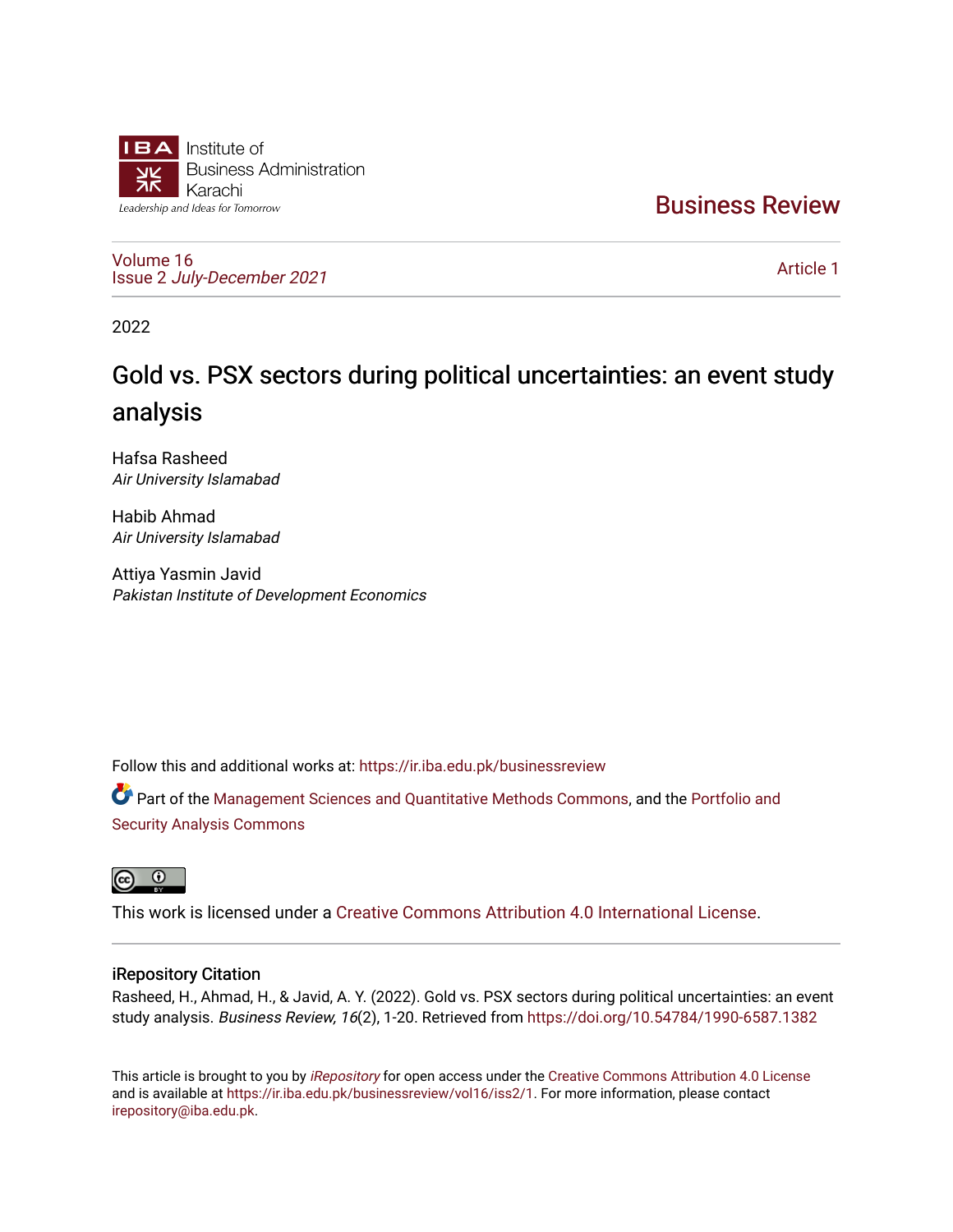IBA Institute of Business Administration Karachi

*Leadership and Ideas for Tomorrow*

Business Review

Volume 16
Issue 2 *July-December 2021*

Article 1

2022

# Gold vs. PSX sectors during political uncertainties: an event study analysis

Hafsa Rasheed
*Air University Islamabad*

Habib Ahmad
*Air University Islamabad*

Attiya Yasmin Javid
*Pakistan Institute of Development Economics*

Follow this and additional works at: https://ir.iba.edu.pk/businessreview

Part of the Management Sciences and Quantitative Methods Commons, and the Portfolio and Security Analysis Commons

This work is licensed under a Creative Commons Attribution 4.0 International License.

## iRepository Citation

Rasheed, H., Ahmad, H., & Javid, A. Y. (2022). Gold vs. PSX sectors during political uncertainties: an event study analysis. *Business Review, 16*(2), 1-20. Retrieved from https://doi.org/10.54784/1990-6587.1382

This article is brought to you by *iRepository* for open access under the Creative Commons Attribution 4.0 License and is available at https://ir.iba.edu.pk/businessreview/vol16/iss2/1. For more information, please contact irepository@iba.edu.pk.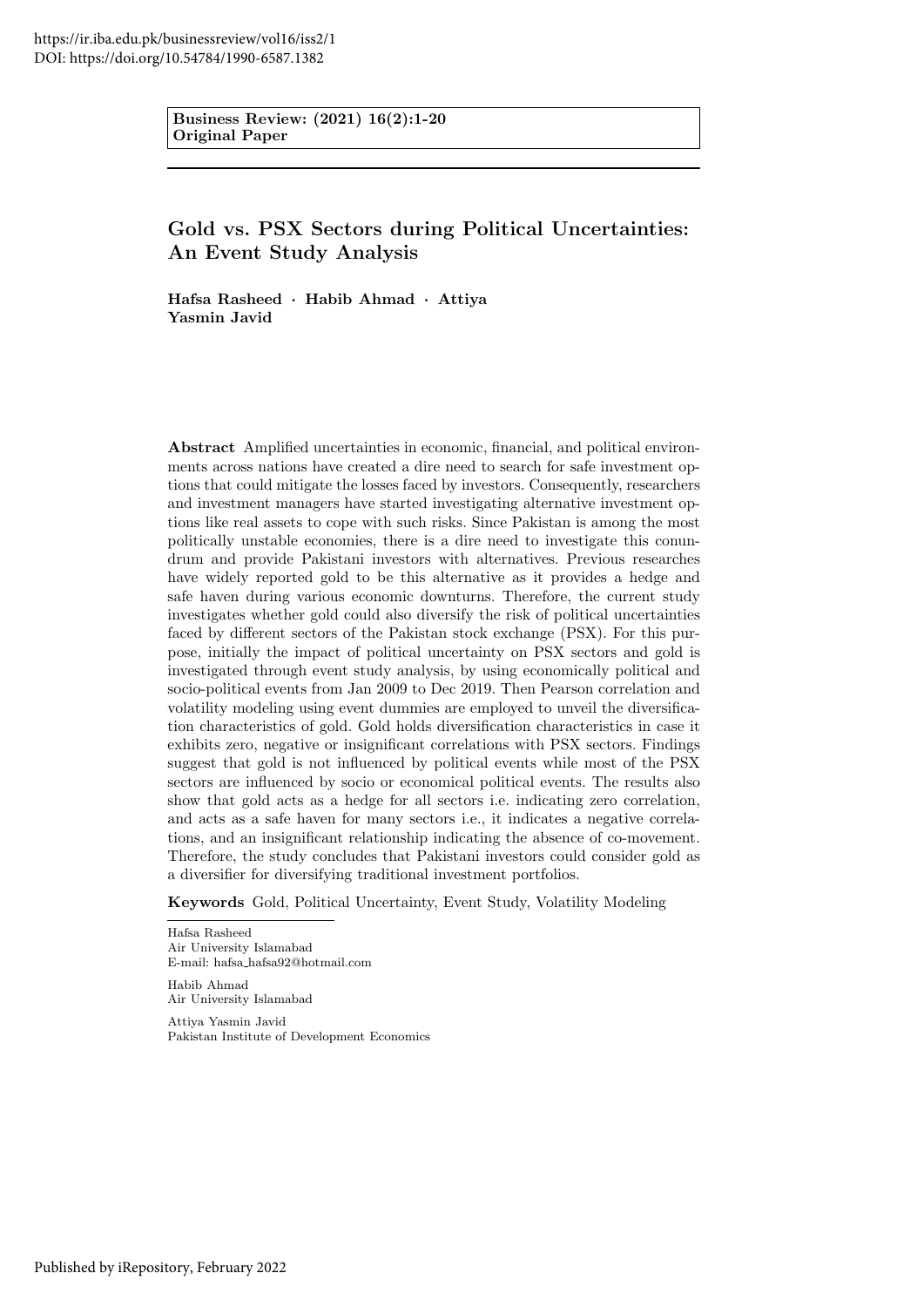https://ir.iba.edu.pk/businessreview/vol16/iss2/1
DOI: https://doi.org/10.54784/1990-6587.1382

**Business Review: (2021) 16(2):1-20**
**Original Paper**

# Gold vs. PSX Sectors during Political Uncertainties: An Event Study Analysis

**Hafsa Rasheed · Habib Ahmad · Attiya Yasmin Javid**

**Abstract** Amplified uncertainties in economic, financial, and political environments across nations have created a dire need to search for safe investment options that could mitigate the losses faced by investors. Consequently, researchers and investment managers have started investigating alternative investment options like real assets to cope with such risks. Since Pakistan is among the most politically unstable economies, there is a dire need to investigate this conundrum and provide Pakistani investors with alternatives. Previous researches have widely reported gold to be this alternative as it provides a hedge and safe haven during various economic downturns. Therefore, the current study investigates whether gold could also diversify the risk of political uncertainties faced by different sectors of the Pakistan stock exchange (PSX). For this purpose, initially the impact of political uncertainty on PSX sectors and gold is investigated through event study analysis, by using economically political and socio-political events from Jan 2009 to Dec 2019. Then Pearson correlation and volatility modeling using event dummies are employed to unveil the diversification characteristics of gold. Gold holds diversification characteristics in case it exhibits zero, negative or insignificant correlations with PSX sectors. Findings suggest that gold is not influenced by political events while most of the PSX sectors are influenced by socio or economical political events. The results also show that gold acts as a hedge for all sectors i.e. indicating zero correlation, and acts as a safe haven for many sectors i.e., it indicates a negative correlations, and an insignificant relationship indicating the absence of co-movement. Therefore, the study concludes that Pakistani investors could consider gold as a diversifier for diversifying traditional investment portfolios.

**Keywords** Gold, Political Uncertainty, Event Study, Volatility Modeling

Hafsa Rasheed
Air University Islamabad
E-mail: hafsa_hafsa92@hotmail.com

Habib Ahmad
Air University Islamabad

Attiya Yasmin Javid
Pakistan Institute of Development Economics

Published by iRepository, February 2022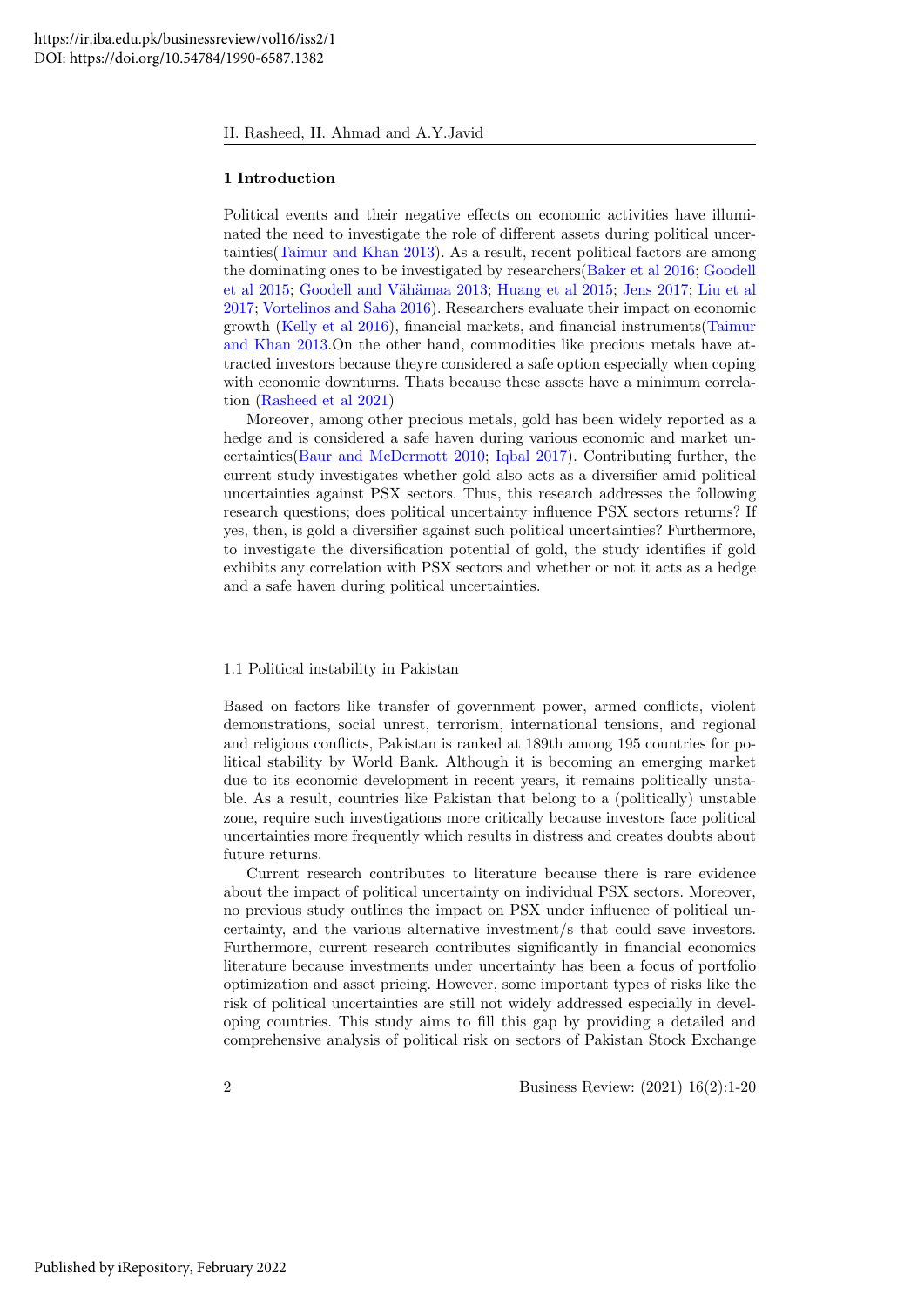## 1 Introduction

Political events and their negative effects on economic activities have illuminated the need to investigate the role of different assets during political uncertainties(Taimur and Khan 2013). As a result, recent political factors are among the dominating ones to be investigated by researchers(Baker et al 2016; Goodell et al 2015; Goodell and Vähämaa 2013; Huang et al 2015; Jens 2017; Liu et al 2017; Vortelinos and Saha 2016). Researchers evaluate their impact on economic growth (Kelly et al 2016), financial markets, and financial instruments(Taimur and Khan 2013.On the other hand, commodities like precious metals have attracted investors because theyre considered a safe option especially when coping with economic downturns. Thats because these assets have a minimum correlation (Rasheed et al 2021)

Moreover, among other precious metals, gold has been widely reported as a hedge and is considered a safe haven during various economic and market uncertainties(Baur and McDermott 2010; Iqbal 2017). Contributing further, the current study investigates whether gold also acts as a diversifier amid political uncertainties against PSX sectors. Thus, this research addresses the following research questions; does political uncertainty influence PSX sectors returns? If yes, then, is gold a diversifier against such political uncertainties? Furthermore, to investigate the diversification potential of gold, the study identifies if gold exhibits any correlation with PSX sectors and whether or not it acts as a hedge and a safe haven during political uncertainties.

### 1.1 Political instability in Pakistan

Based on factors like transfer of government power, armed conflicts, violent demonstrations, social unrest, terrorism, international tensions, and regional and religious conflicts, Pakistan is ranked at 189th among 195 countries for political stability by World Bank. Although it is becoming an emerging market due to its economic development in recent years, it remains politically unstable. As a result, countries like Pakistan that belong to a (politically) unstable zone, require such investigations more critically because investors face political uncertainties more frequently which results in distress and creates doubts about future returns.

Current research contributes to literature because there is rare evidence about the impact of political uncertainty on individual PSX sectors. Moreover, no previous study outlines the impact on PSX under influence of political uncertainty, and the various alternative investment/s that could save investors. Furthermore, current research contributes significantly in financial economics literature because investments under uncertainty has been a focus of portfolio optimization and asset pricing. However, some important types of risks like the risk of political uncertainties are still not widely addressed especially in developing countries. This study aims to fill this gap by providing a detailed and comprehensive analysis of political risk on sectors of Pakistan Stock Exchange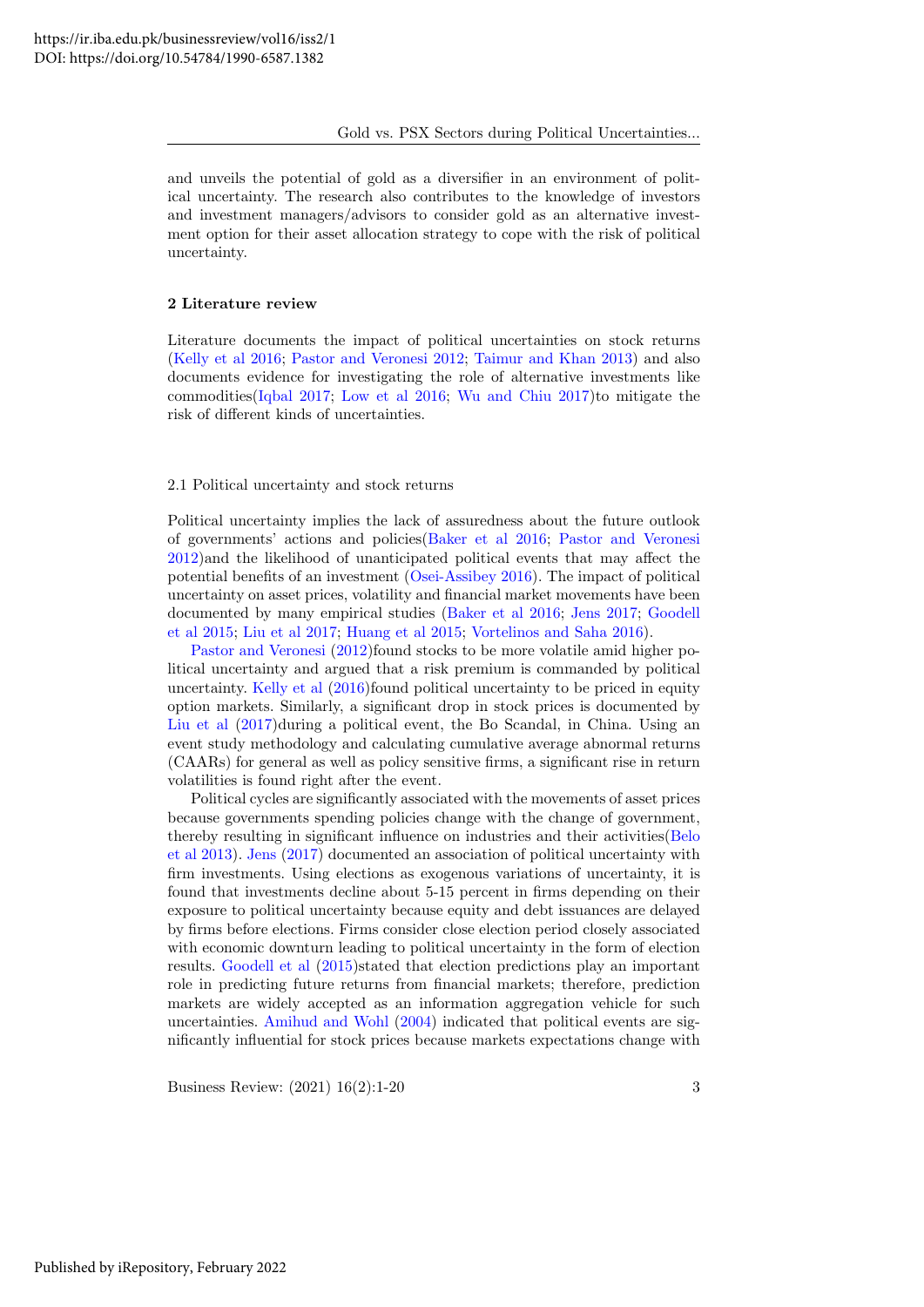and unveils the potential of gold as a diversifier in an environment of political uncertainty. The research also contributes to the knowledge of investors and investment managers/advisors to consider gold as an alternative investment option for their asset allocation strategy to cope with the risk of political uncertainty.

## 2 Literature review

Literature documents the impact of political uncertainties on stock returns (Kelly et al 2016; Pastor and Veronesi 2012; Taimur and Khan 2013) and also documents evidence for investigating the role of alternative investments like commodities(Iqbal 2017; Low et al 2016; Wu and Chiu 2017)to mitigate the risk of different kinds of uncertainties.

### 2.1 Political uncertainty and stock returns

Political uncertainty implies the lack of assuredness about the future outlook of governments' actions and policies(Baker et al 2016; Pastor and Veronesi 2012)and the likelihood of unanticipated political events that may affect the potential benefits of an investment (Osei-Assibey 2016). The impact of political uncertainty on asset prices, volatility and financial market movements have been documented by many empirical studies (Baker et al 2016; Jens 2017; Goodell et al 2015; Liu et al 2017; Huang et al 2015; Vortelinos and Saha 2016).

Pastor and Veronesi (2012)found stocks to be more volatile amid higher political uncertainty and argued that a risk premium is commanded by political uncertainty. Kelly et al (2016)found political uncertainty to be priced in equity option markets. Similarly, a significant drop in stock prices is documented by Liu et al (2017)during a political event, the Bo Scandal, in China. Using an event study methodology and calculating cumulative average abnormal returns (CAARs) for general as well as policy sensitive firms, a significant rise in return volatilities is found right after the event.

Political cycles are significantly associated with the movements of asset prices because governments spending policies change with the change of government, thereby resulting in significant influence on industries and their activities(Belo et al 2013). Jens (2017) documented an association of political uncertainty with firm investments. Using elections as exogenous variations of uncertainty, it is found that investments decline about 5-15 percent in firms depending on their exposure to political uncertainty because equity and debt issuances are delayed by firms before elections. Firms consider close election period closely associated with economic downturn leading to political uncertainty in the form of election results. Goodell et al (2015)stated that election predictions play an important role in predicting future returns from financial markets; therefore, prediction markets are widely accepted as an information aggregation vehicle for such uncertainties. Amihud and Wohl (2004) indicated that political events are significantly influential for stock prices because markets expectations change with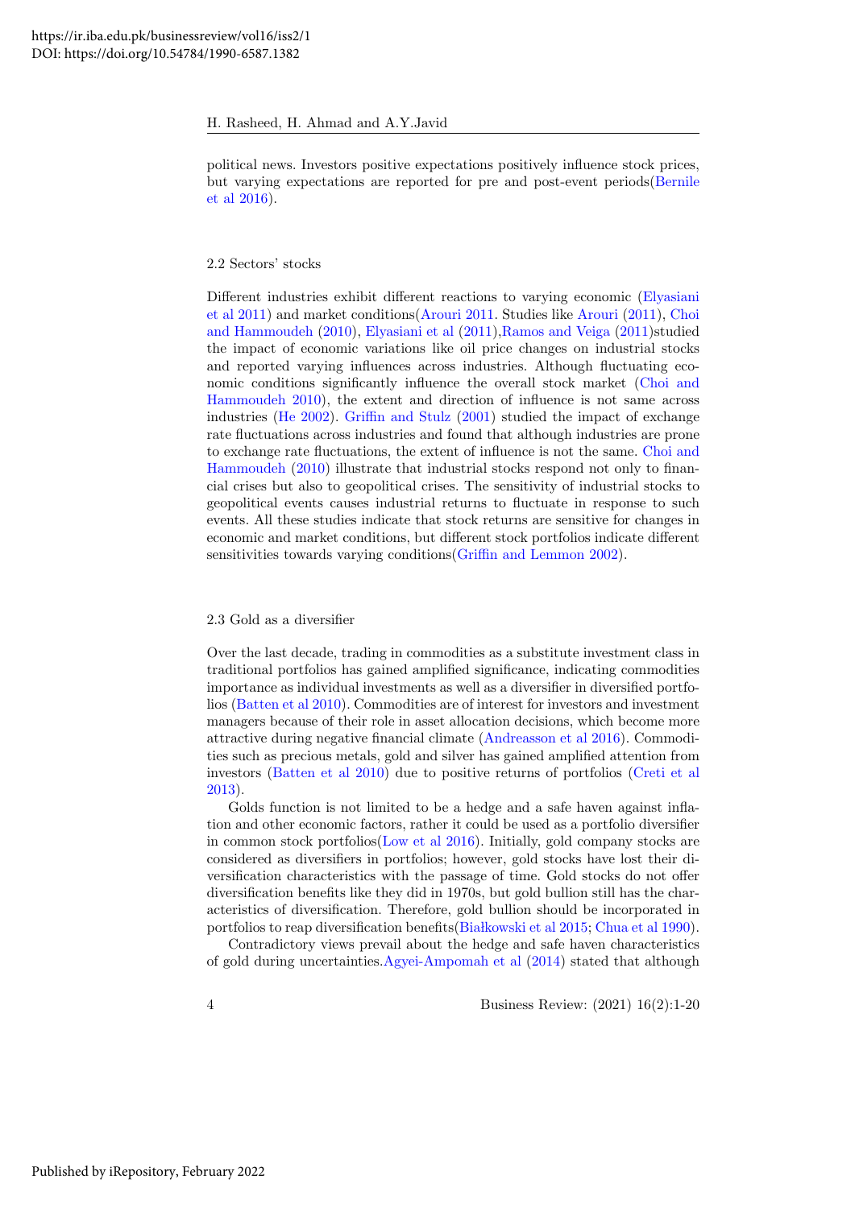political news. Investors positive expectations positively influence stock prices, but varying expectations are reported for pre and post-event periods(Bernile et al 2016).

### 2.2 Sectors' stocks

Different industries exhibit different reactions to varying economic (Elyasiani et al 2011) and market conditions(Arouri 2011. Studies like Arouri (2011), Choi and Hammoudeh (2010), Elyasiani et al (2011),Ramos and Veiga (2011)studied the impact of economic variations like oil price changes on industrial stocks and reported varying influences across industries. Although fluctuating economic conditions significantly influence the overall stock market (Choi and Hammoudeh 2010), the extent and direction of influence is not same across industries (He 2002). Griffin and Stulz (2001) studied the impact of exchange rate fluctuations across industries and found that although industries are prone to exchange rate fluctuations, the extent of influence is not the same. Choi and Hammoudeh (2010) illustrate that industrial stocks respond not only to financial crises but also to geopolitical crises. The sensitivity of industrial stocks to geopolitical events causes industrial returns to fluctuate in response to such events. All these studies indicate that stock returns are sensitive for changes in economic and market conditions, but different stock portfolios indicate different sensitivities towards varying conditions(Griffin and Lemmon 2002).

### 2.3 Gold as a diversifier

Over the last decade, trading in commodities as a substitute investment class in traditional portfolios has gained amplified significance, indicating commodities importance as individual investments as well as a diversifier in diversified portfolios (Batten et al 2010). Commodities are of interest for investors and investment managers because of their role in asset allocation decisions, which become more attractive during negative financial climate (Andreasson et al 2016). Commodities such as precious metals, gold and silver has gained amplified attention from investors (Batten et al 2010) due to positive returns of portfolios (Creti et al 2013).

Golds function is not limited to be a hedge and a safe haven against inflation and other economic factors, rather it could be used as a portfolio diversifier in common stock portfolios(Low et al 2016). Initially, gold company stocks are considered as diversifiers in portfolios; however, gold stocks have lost their diversification characteristics with the passage of time. Gold stocks do not offer diversification benefits like they did in 1970s, but gold bullion still has the characteristics of diversification. Therefore, gold bullion should be incorporated in portfolios to reap diversification benefits(Białkowski et al 2015; Chua et al 1990).

Contradictory views prevail about the hedge and safe haven characteristics of gold during uncertainties.Agyei-Ampomah et al (2014) stated that although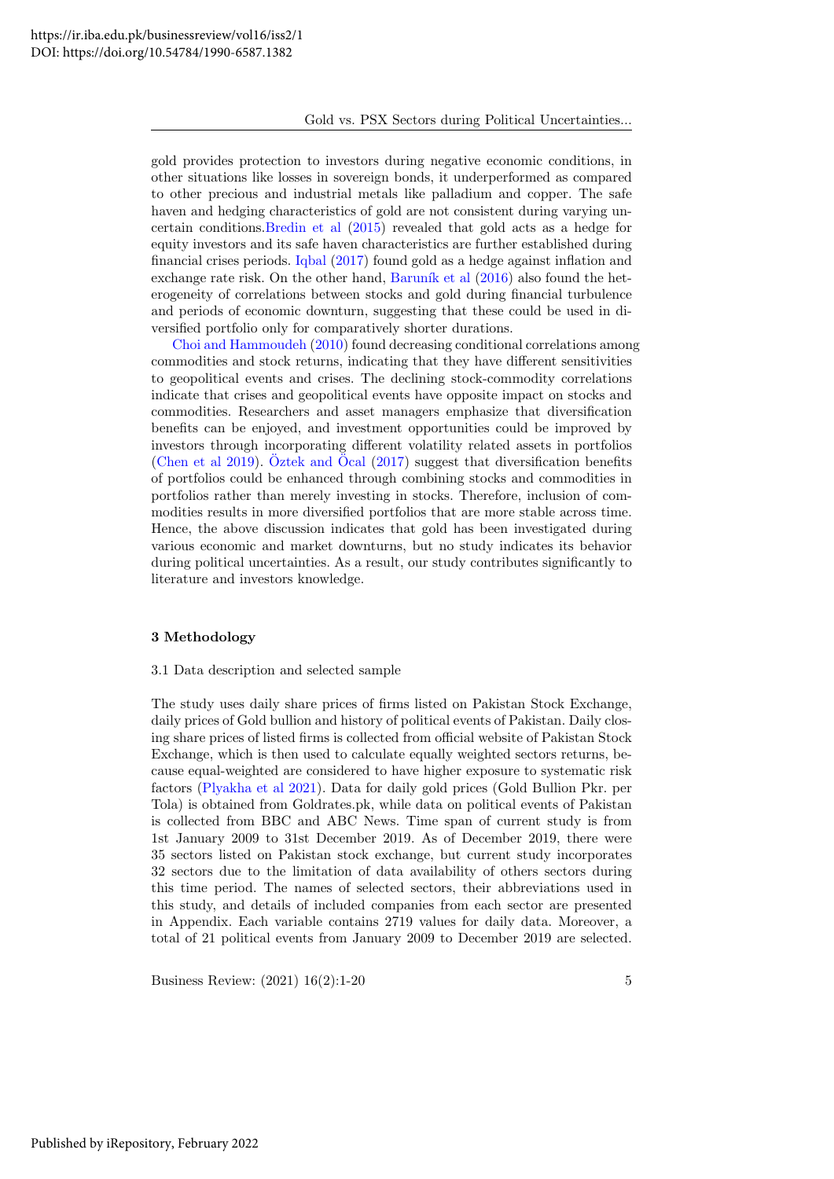gold provides protection to investors during negative economic conditions, in other situations like losses in sovereign bonds, it underperformed as compared to other precious and industrial metals like palladium and copper. The safe haven and hedging characteristics of gold are not consistent during varying uncertain conditions.Bredin et al (2015) revealed that gold acts as a hedge for equity investors and its safe haven characteristics are further established during financial crises periods. Iqbal (2017) found gold as a hedge against inflation and exchange rate risk. On the other hand, Baruník et al (2016) also found the heterogeneity of correlations between stocks and gold during financial turbulence and periods of economic downturn, suggesting that these could be used in diversified portfolio only for comparatively shorter durations.

Choi and Hammoudeh (2010) found decreasing conditional correlations among commodities and stock returns, indicating that they have different sensitivities to geopolitical events and crises. The declining stock-commodity correlations indicate that crises and geopolitical events have opposite impact on stocks and commodities. Researchers and asset managers emphasize that diversification benefits can be enjoyed, and investment opportunities could be improved by investors through incorporating different volatility related assets in portfolios (Chen et al 2019). Öztek and Öcal (2017) suggest that diversification benefits of portfolios could be enhanced through combining stocks and commodities in portfolios rather than merely investing in stocks. Therefore, inclusion of commodities results in more diversified portfolios that are more stable across time. Hence, the above discussion indicates that gold has been investigated during various economic and market downturns, but no study indicates its behavior during political uncertainties. As a result, our study contributes significantly to literature and investors knowledge.

## 3 Methodology

### 3.1 Data description and selected sample

The study uses daily share prices of firms listed on Pakistan Stock Exchange, daily prices of Gold bullion and history of political events of Pakistan. Daily closing share prices of listed firms is collected from official website of Pakistan Stock Exchange, which is then used to calculate equally weighted sectors returns, because equal-weighted are considered to have higher exposure to systematic risk factors (Plyakha et al 2021). Data for daily gold prices (Gold Bullion Pkr. per Tola) is obtained from Goldrates.pk, while data on political events of Pakistan is collected from BBC and ABC News. Time span of current study is from 1st January 2009 to 31st December 2019. As of December 2019, there were 35 sectors listed on Pakistan stock exchange, but current study incorporates 32 sectors due to the limitation of data availability of others sectors during this time period. The names of selected sectors, their abbreviations used in this study, and details of included companies from each sector are presented in Appendix. Each variable contains 2719 values for daily data. Moreover, a total of 21 political events from January 2009 to December 2019 are selected.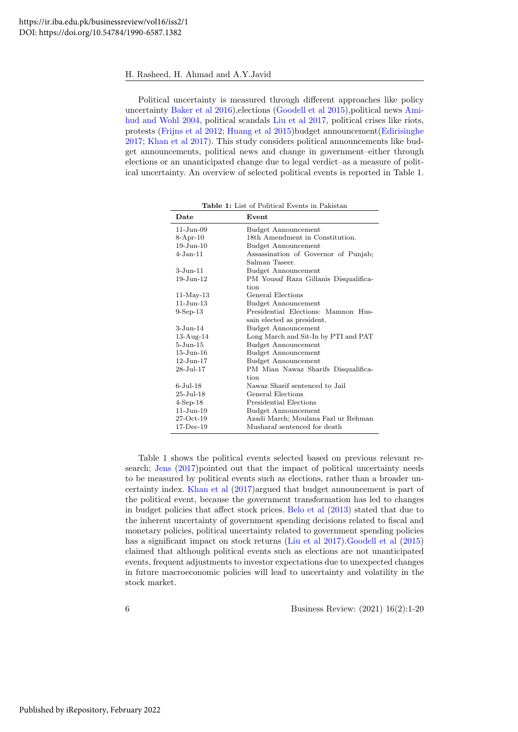Political uncertainty is measured through different approaches like policy uncertainty Baker et al 2016),elections (Goodell et al 2015),political news Amihud and Wohl 2004, political scandals Liu et al 2017, political crises like riots, protests (Frijns et al 2012; Huang et al 2015)budget announcement(Edirisinghe 2017; Khan et al 2017). This study considers political announcements like budget announcements, political news and change in government–either through elections or an unanticipated change due to legal verdict–as a measure of political uncertainty. An overview of selected political events is reported in Table 1.

**Table 1:** List of Political Events in Pakistan

| Date | Event |
|---|---|
| 11-Jun-09 | Budget Announcement |
| 8-Apr-10 | 18th Amendment in Constitution. |
| 19-Jun-10 | Budget Announcement |
| 4-Jan-11 | Assassination of Governor of Punjab; Salman Taseer. |
| 3-Jun-11 | Budget Announcement |
| 19-Jun-12 | PM Yousaf Raza Gillanis Disqualification |
| 11-May-13 | General Elections |
| 11-Jun-13 | Budget Announcement |
| 9-Sep-13 | Presidential Elections: Mamnon Hussain elected as president. |
| 3-Jun-14 | Budget Announcement |
| 13-Aug-14 | Long March and Sit-In by PTI and PAT |
| 5-Jun-15 | Budget Announcement |
| 15-Jun-16 | Budget Announcement |
| 12-Jun-17 | Budget Announcement |
| 28-Jul-17 | PM Mian Nawaz Sharifs Disqualification |
| 6-Jul-18 | Nawaz Sharif sentenced to Jail |
| 25-Jul-18 | General Elections |
| 4-Sep-18 | Presidential Elections |
| 11-Jun-19 | Budget Announcement |
| 27-Oct-19 | Azadi March; Moulana Fazl ur Rehman |
| 17-Dec-19 | Musharaf sentenced for death |

Table 1 shows the political events selected based on previous relevant research; Jens (2017)pointed out that the impact of political uncertainty needs to be measured by political events such as elections, rather than a broader uncertainty index. Khan et al (2017)argued that budget announcement is part of the political event, because the government transformation has led to changes in budget policies that affect stock prices. Belo et al (2013) stated that due to the inherent uncertainty of government spending decisions related to fiscal and monetary policies, political uncertainty related to government spending policies has a significant impact on stock returns (Liu et al 2017).Goodell et al (2015) claimed that although political events such as elections are not unanticipated events, frequent adjustments to investor expectations due to unexpected changes in future macroeconomic policies will lead to uncertainty and volatility in the stock market.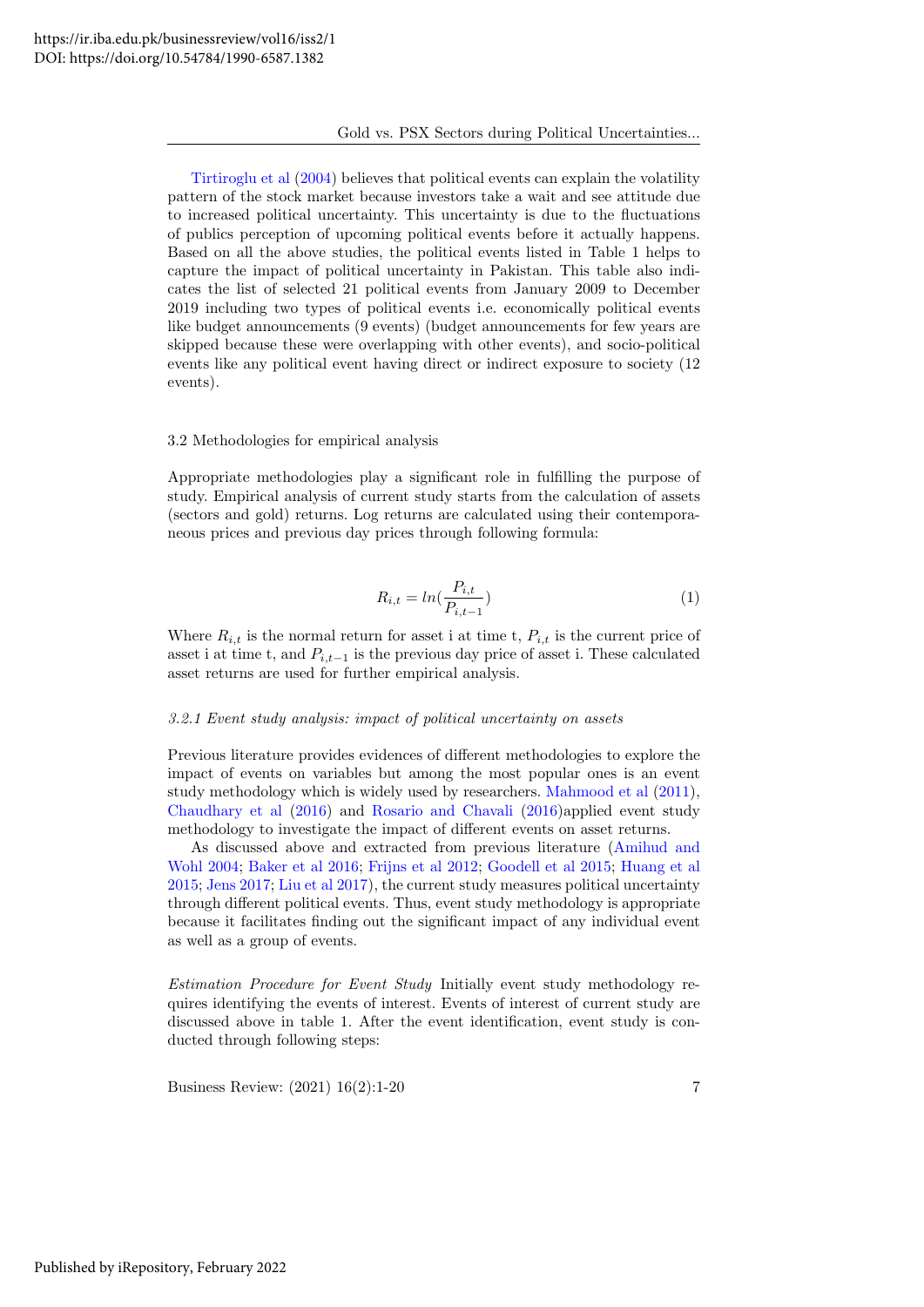Tirtiroglu et al (2004) believes that political events can explain the volatility pattern of the stock market because investors take a wait and see attitude due to increased political uncertainty. This uncertainty is due to the fluctuations of publics perception of upcoming political events before it actually happens. Based on all the above studies, the political events listed in Table 1 helps to capture the impact of political uncertainty in Pakistan. This table also indicates the list of selected 21 political events from January 2009 to December 2019 including two types of political events i.e. economically political events like budget announcements (9 events) (budget announcements for few years are skipped because these were overlapping with other events), and socio-political events like any political event having direct or indirect exposure to society (12 events).

3.2 Methodologies for empirical analysis

Appropriate methodologies play a significant role in fulfilling the purpose of study. Empirical analysis of current study starts from the calculation of assets (sectors and gold) returns. Log returns are calculated using their contemporaneous prices and previous day prices through following formula:

$$R_{i,t} = ln(\frac{P_{i,t}}{P_{i,t-1}}) \tag{1}$$

Where $R_{i,t}$ is the normal return for asset i at time t, $P_{i,t}$ is the current price of asset i at time t, and $P_{i,t-1}$ is the previous day price of asset i. These calculated asset returns are used for further empirical analysis.

*3.2.1 Event study analysis: impact of political uncertainty on assets*

Previous literature provides evidences of different methodologies to explore the impact of events on variables but among the most popular ones is an event study methodology which is widely used by researchers. Mahmood et al (2011), Chaudhary et al (2016) and Rosario and Chavali (2016)applied event study methodology to investigate the impact of different events on asset returns.

As discussed above and extracted from previous literature (Amihud and Wohl 2004; Baker et al 2016; Frijns et al 2012; Goodell et al 2015; Huang et al 2015; Jens 2017; Liu et al 2017), the current study measures political uncertainty through different political events. Thus, event study methodology is appropriate because it facilitates finding out the significant impact of any individual event as well as a group of events.

*Estimation Procedure for Event Study* Initially event study methodology requires identifying the events of interest. Events of interest of current study are discussed above in table 1. After the event identification, event study is conducted through following steps: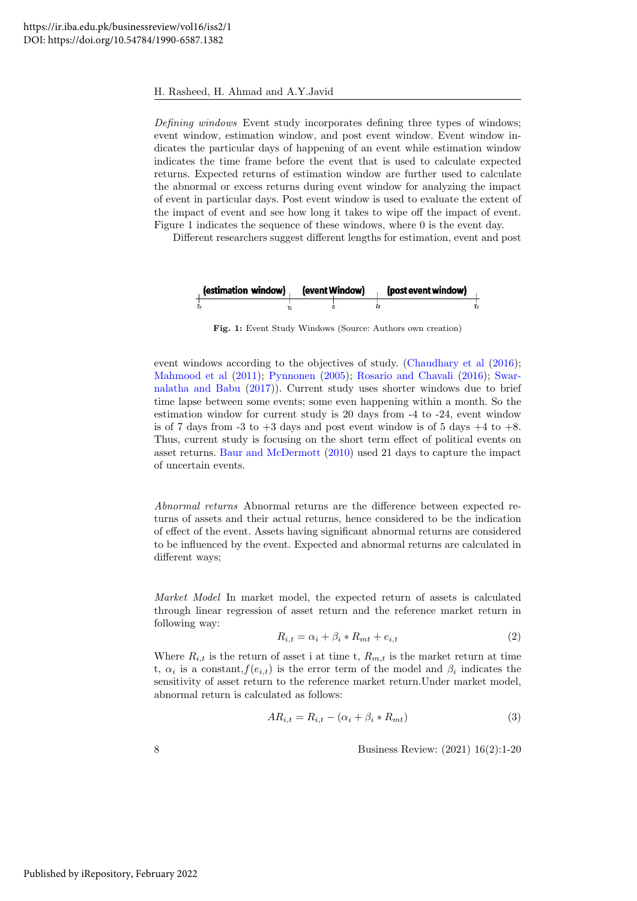*Defining windows* Event study incorporates defining three types of windows; event window, estimation window, and post event window. Event window indicates the particular days of happening of an event while estimation window indicates the time frame before the event that is used to calculate expected returns. Expected returns of estimation window are further used to calculate the abnormal or excess returns during event window for analyzing the impact of event in particular days. Post event window is used to evaluate the extent of the impact of event and see how long it takes to wipe off the impact of event. Figure 1 indicates the sequence of these windows, where 0 is the event day.

Different researchers suggest different lengths for estimation, event and post event windows according to the objectives of study. (Chaudhary et al (2016); Mahmood et al (2011); Pynnonen (2005); Rosario and Chavali (2016); Swarnalatha and Babu (2017)). Current study uses shorter windows due to brief time lapse between some events; some even happening within a month. So the estimation window for current study is 20 days from -4 to -24, event window is of 7 days from -3 to +3 days and post event window is of 5 days +4 to +8. Thus, current study is focusing on the short term effect of political events on asset returns. Baur and McDermott (2010) used 21 days to capture the impact of uncertain events.

(estimation window) | (event Window) | (post event window)

$T_0$ — $T_1$ — 0 — $T_2$ — $T_3$

**Fig. 1:** Event Study Windows (Source: Authors own creation)

*Abnormal returns* Abnormal returns are the difference between expected returns of assets and their actual returns, hence considered to be the indication of effect of the event. Assets having significant abnormal returns are considered to be influenced by the event. Expected and abnormal returns are calculated in different ways;

*Market Model* In market model, the expected return of assets is calculated through linear regression of asset return and the reference market return in following way:

$$R_{i,t} = \alpha_i + \beta_i * R_{mt} + e_{i,t} \tag{2}$$

Where $R_{i,t}$ is the return of asset i at time t, $R_{m,t}$ is the market return at time t, $\alpha_i$ is a constant,$f(e_{i,t})$ is the error term of the model and $\beta_i$ indicates the sensitivity of asset return to the reference market return.Under market model, abnormal return is calculated as follows:

$$AR_{i,t} = R_{i,t} - (\alpha_i + \beta_i * R_{mt}) \tag{3}$$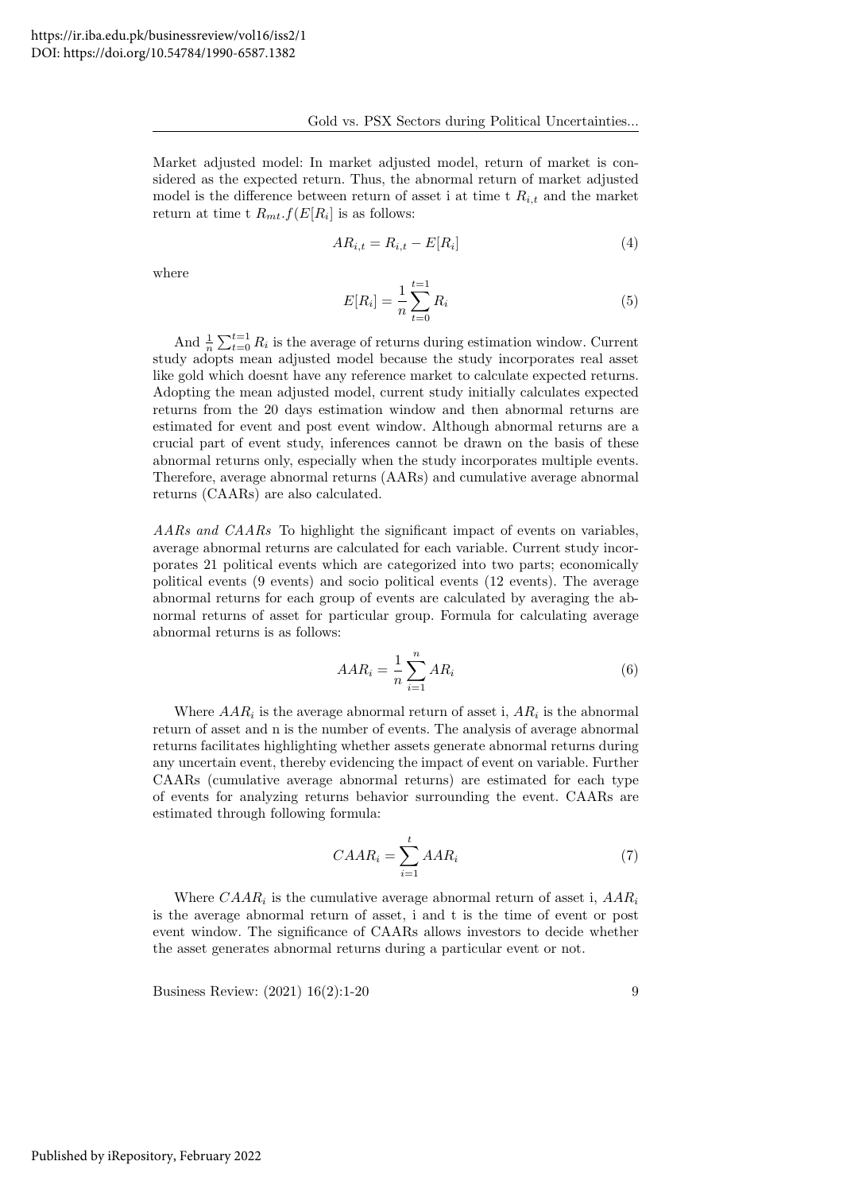Market adjusted model: In market adjusted model, return of market is considered as the expected return. Thus, the abnormal return of market adjusted model is the difference between return of asset i at time t $R_{i,t}$ and the market return at time t $R_{mt}.f(E[R_i]$ is as follows:

$$AR_{i,t} = R_{i,t} - E[R_i] \tag{4}$$

where

$$E[R_i] = \frac{1}{n}\sum_{t=0}^{t=1} R_i \tag{5}$$

And $\frac{1}{n}\sum_{t=0}^{t=1} R_i$ is the average of returns during estimation window. Current study adopts mean adjusted model because the study incorporates real asset like gold which doesnt have any reference market to calculate expected returns. Adopting the mean adjusted model, current study initially calculates expected returns from the 20 days estimation window and then abnormal returns are estimated for event and post event window. Although abnormal returns are a crucial part of event study, inferences cannot be drawn on the basis of these abnormal returns only, especially when the study incorporates multiple events. Therefore, average abnormal returns (AARs) and cumulative average abnormal returns (CAARs) are also calculated.

*AARs and CAARs* To highlight the significant impact of events on variables, average abnormal returns are calculated for each variable. Current study incorporates 21 political events which are categorized into two parts; economically political events (9 events) and socio political events (12 events). The average abnormal returns for each group of events are calculated by averaging the abnormal returns of asset for particular group. Formula for calculating average abnormal returns is as follows:

$$AAR_i = \frac{1}{n}\sum_{i=1}^{n} AR_i \tag{6}$$

Where $AAR_i$ is the average abnormal return of asset i, $AR_i$ is the abnormal return of asset and n is the number of events. The analysis of average abnormal returns facilitates highlighting whether assets generate abnormal returns during any uncertain event, thereby evidencing the impact of event on variable. Further CAARs (cumulative average abnormal returns) are estimated for each type of events for analyzing returns behavior surrounding the event. CAARs are estimated through following formula:

$$CAAR_i = \sum_{i=1}^{t} AAR_i \tag{7}$$

Where $CAAR_i$ is the cumulative average abnormal return of asset i, $AAR_i$ is the average abnormal return of asset, i and t is the time of event or post event window. The significance of CAARs allows investors to decide whether the asset generates abnormal returns during a particular event or not.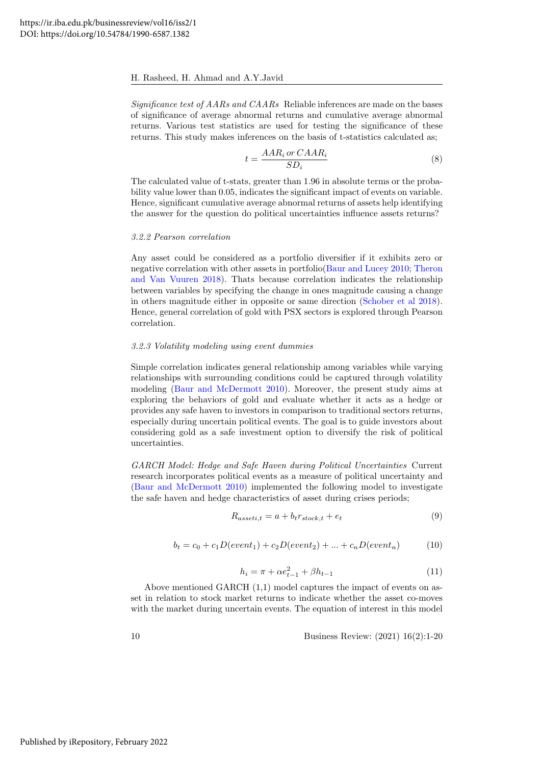*Significance test of AARs and CAARs* Reliable inferences are made on the bases of significance of average abnormal returns and cumulative average abnormal returns. Various test statistics are used for testing the significance of these returns. This study makes inferences on the basis of t-statistics calculated as;

$$t = \frac{AAR_i \, or \, CAAR_i}{SD_i} \tag{8}$$

The calculated value of t-stats, greater than 1.96 in absolute terms or the probability value lower than 0.05, indicates the significant impact of events on variable. Hence, significant cumulative average abnormal returns of assets help identifying the answer for the question do political uncertainties influence assets returns?

### *3.2.2 Pearson correlation*

Any asset could be considered as a portfolio diversifier if it exhibits zero or negative correlation with other assets in portfolio(Baur and Lucey 2010; Theron and Van Vuuren 2018). Thats because correlation indicates the relationship between variables by specifying the change in ones magnitude causing a change in others magnitude either in opposite or same direction (Schober et al 2018). Hence, general correlation of gold with PSX sectors is explored through Pearson correlation.

### *3.2.3 Volatility modeling using event dummies*

Simple correlation indicates general relationship among variables while varying relationships with surrounding conditions could be captured through volatility modeling (Baur and McDermott 2010). Moreover, the present study aims at exploring the behaviors of gold and evaluate whether it acts as a hedge or provides any safe haven to investors in comparison to traditional sectors returns, especially during uncertain political events. The goal is to guide investors about considering gold as a safe investment option to diversify the risk of political uncertainties.

*GARCH Model: Hedge and Safe Haven during Political Uncertainties* Current research incorporates political events as a measure of political uncertainty and (Baur and McDermott 2010) implemented the following model to investigate the safe haven and hedge characteristics of asset during crises periods;

$$R_{asseti,t} = a + b_t r_{stock,t} + e_t \tag{9}$$

$$b_t = c_0 + c_1 D(event_1) + c_2 D(event_2) + ... + c_n D(event_n) \tag{10}$$

$$h_i = \pi + \alpha e_{t-1}^2 + \beta h_{t-1} \tag{11}$$

Above mentioned GARCH (1,1) model captures the impact of events on asset in relation to stock market returns to indicate whether the asset co-moves with the market during uncertain events. The equation of interest in this model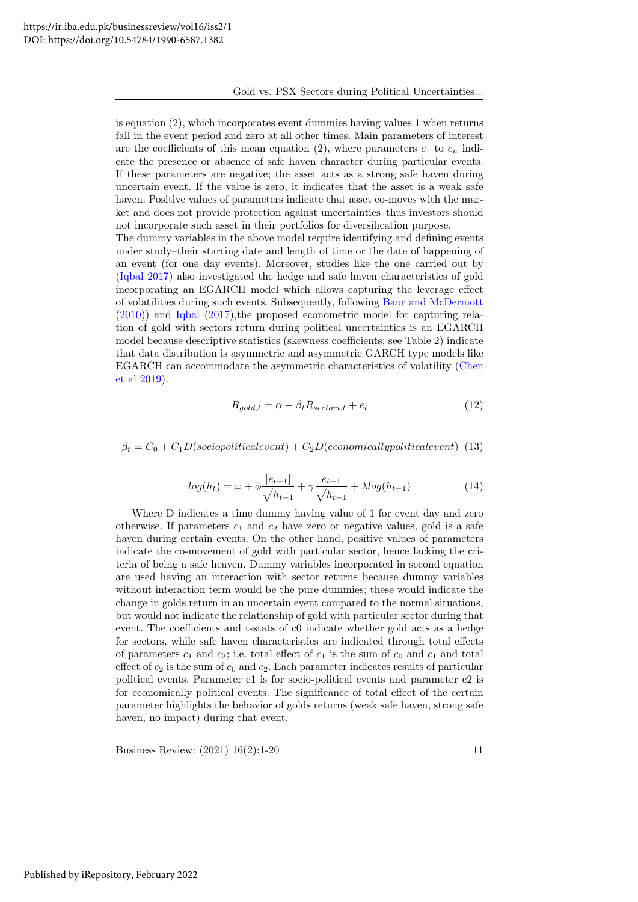is equation (2), which incorporates event dummies having values 1 when returns fall in the event period and zero at all other times. Main parameters of interest are the coefficients of this mean equation (2), where parameters $c_1$ to $c_n$ indicate the presence or absence of safe haven character during particular events. If these parameters are negative; the asset acts as a strong safe haven during uncertain event. If the value is zero, it indicates that the asset is a weak safe haven. Positive values of parameters indicate that asset co-moves with the market and does not provide protection against uncertainties–thus investors should not incorporate such asset in their portfolios for diversification purpose.

The dummy variables in the above model require identifying and defining events under study–their starting date and length of time or the date of happening of an event (for one day events). Moreover, studies like the one carried out by (Iqbal 2017) also investigated the hedge and safe haven characteristics of gold incorporating an EGARCH model which allows capturing the leverage effect of volatilities during such events. Subsequently, following Baur and McDermott (2010)) and Iqbal (2017),the proposed econometric model for capturing relation of gold with sectors return during political uncertainties is an EGARCH model because descriptive statistics (skewness coefficients; see Table 2) indicate that data distribution is asymmetric and asymmetric GARCH type models like EGARCH can accommodate the asymmetric characteristics of volatility (Chen et al 2019).

$$R_{gold,t} = \alpha + \beta_t R_{sectori,t} + e_t \tag{12}$$

$$\beta_t = C_0 + C_1 D(sociopoliticalevent) + C_2 D(economicallypoliticalevent) \tag{13}$$

$$log(h_t) = \omega + \phi \frac{|e_{t-1}|}{\sqrt{h_{t-1}}} + \gamma \frac{e_{t-1}}{\sqrt{h_{t-1}}} + \lambda log(h_{t-1}) \tag{14}$$

Where D indicates a time dummy having value of 1 for event day and zero otherwise. If parameters $c_1$ and $c_2$ have zero or negative values, gold is a safe haven during certain events. On the other hand, positive values of parameters indicate the co-movement of gold with particular sector, hence lacking the criteria of being a safe heaven. Dummy variables incorporated in second equation are used having an interaction with sector returns because dummy variables without interaction term would be the pure dummies; these would indicate the change in golds return in an uncertain event compared to the normal situations, but would not indicate the relationship of gold with particular sector during that event. The coefficients and t-stats of c0 indicate whether gold acts as a hedge for sectors, while safe haven characteristics are indicated through total effects of parameters $c_1$ and $c_2$; i.e. total effect of $c_1$ is the sum of $c_0$ and $c_1$ and total effect of $c_2$ is the sum of $c_0$ and $c_2$. Each parameter indicates results of particular political events. Parameter c1 is for socio-political events and parameter c2 is for economically political events. The significance of total effect of the certain parameter highlights the behavior of golds returns (weak safe haven, strong safe haven, no impact) during that event.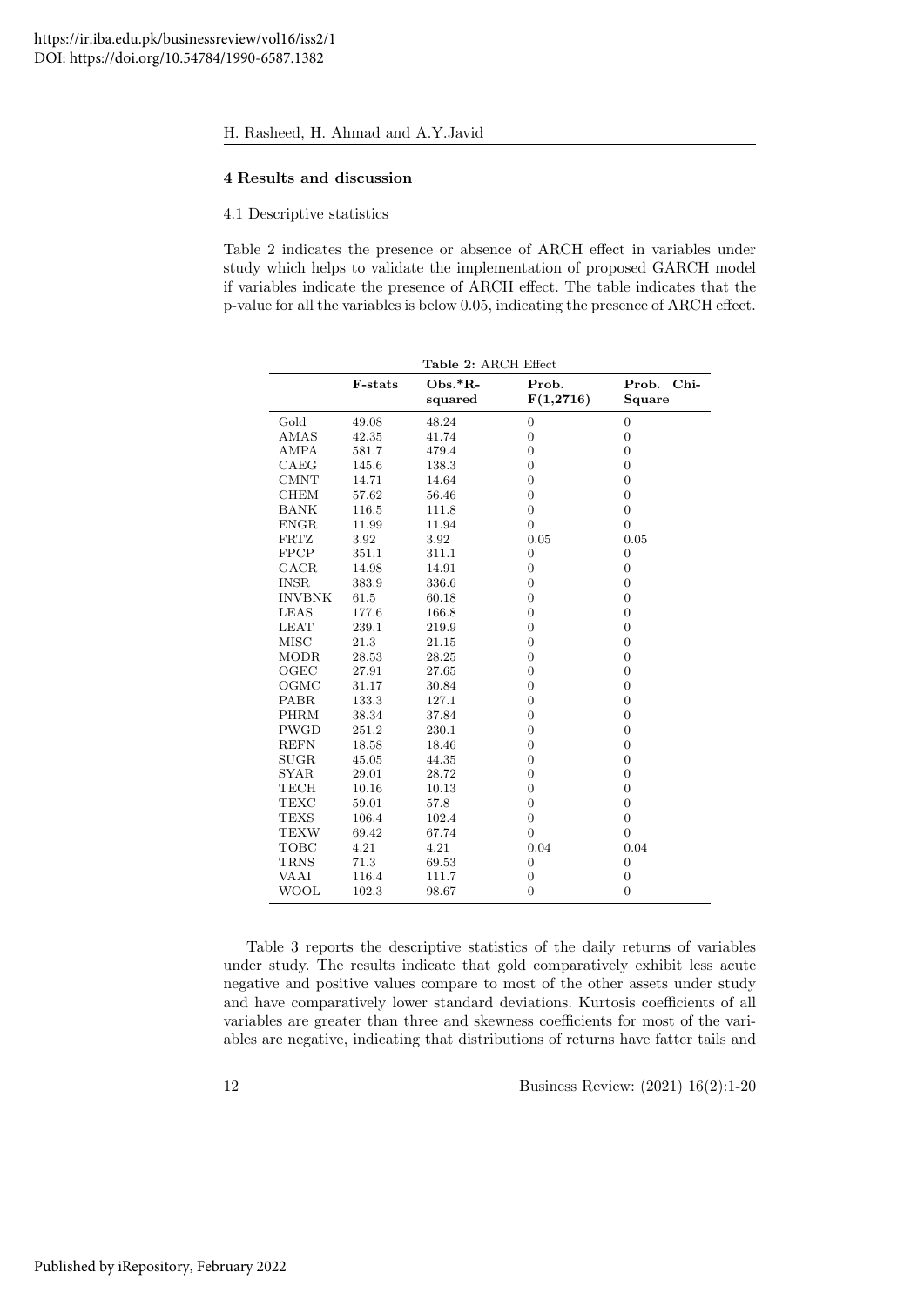## 4 Results and discussion

### 4.1 Descriptive statistics

Table 2 indicates the presence or absence of ARCH effect in variables under study which helps to validate the implementation of proposed GARCH model if variables indicate the presence of ARCH effect. The table indicates that the p-value for all the variables is below 0.05, indicating the presence of ARCH effect.

**Table 2:** ARCH Effect

| | F-stats | Obs.*R-squared | Prob. F(1,2716) | Prob. Chi-Square |
|---|---|---|---|---|
| Gold | 49.08 | 48.24 | 0 | 0 |
| AMAS | 42.35 | 41.74 | 0 | 0 |
| AMPA | 581.7 | 479.4 | 0 | 0 |
| CAEG | 145.6 | 138.3 | 0 | 0 |
| CMNT | 14.71 | 14.64 | 0 | 0 |
| CHEM | 57.62 | 56.46 | 0 | 0 |
| BANK | 116.5 | 111.8 | 0 | 0 |
| ENGR | 11.99 | 11.94 | 0 | 0 |
| FRTZ | 3.92 | 3.92 | 0.05 | 0.05 |
| FPCP | 351.1 | 311.1 | 0 | 0 |
| GACR | 14.98 | 14.91 | 0 | 0 |
| INSR | 383.9 | 336.6 | 0 | 0 |
| INVBNK | 61.5 | 60.18 | 0 | 0 |
| LEAS | 177.6 | 166.8 | 0 | 0 |
| LEAT | 239.1 | 219.9 | 0 | 0 |
| MISC | 21.3 | 21.15 | 0 | 0 |
| MODR | 28.53 | 28.25 | 0 | 0 |
| OGEC | 27.91 | 27.65 | 0 | 0 |
| OGMC | 31.17 | 30.84 | 0 | 0 |
| PABR | 133.3 | 127.1 | 0 | 0 |
| PHRM | 38.34 | 37.84 | 0 | 0 |
| PWGD | 251.2 | 230.1 | 0 | 0 |
| REFN | 18.58 | 18.46 | 0 | 0 |
| SUGR | 45.05 | 44.35 | 0 | 0 |
| SYAR | 29.01 | 28.72 | 0 | 0 |
| TECH | 10.16 | 10.13 | 0 | 0 |
| TEXC | 59.01 | 57.8 | 0 | 0 |
| TEXS | 106.4 | 102.4 | 0 | 0 |
| TEXW | 69.42 | 67.74 | 0 | 0 |
| TOBC | 4.21 | 4.21 | 0.04 | 0.04 |
| TRNS | 71.3 | 69.53 | 0 | 0 |
| VAAI | 116.4 | 111.7 | 0 | 0 |
| WOOL | 102.3 | 98.67 | 0 | 0 |

Table 3 reports the descriptive statistics of the daily returns of variables under study. The results indicate that gold comparatively exhibit less acute negative and positive values compare to most of the other assets under study and have comparatively lower standard deviations. Kurtosis coefficients of all variables are greater than three and skewness coefficients for most of the variables are negative, indicating that distributions of returns have fatter tails and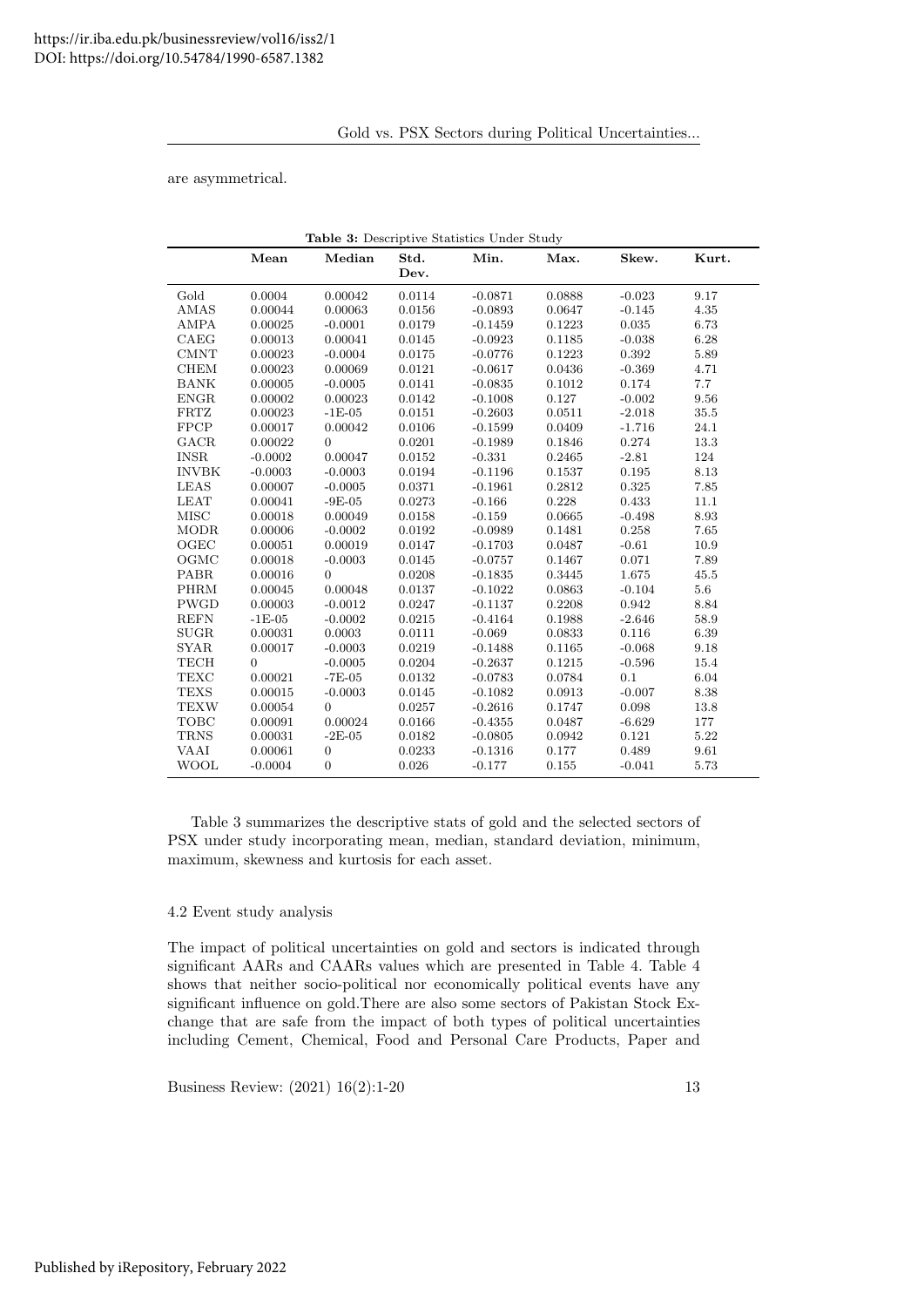are asymmetrical.

**Table 3:** Descriptive Statistics Under Study

| | Mean | Median | Std. Dev. | Min. | Max. | Skew. | Kurt. |
|---|---|---|---|---|---|---|---|
| Gold | 0.0004 | 0.00042 | 0.0114 | -0.0871 | 0.0888 | -0.023 | 9.17 |
| AMAS | 0.00044 | 0.00063 | 0.0156 | -0.0893 | 0.0647 | -0.145 | 4.35 |
| AMPA | 0.00025 | -0.0001 | 0.0179 | -0.1459 | 0.1223 | 0.035 | 6.73 |
| CAEG | 0.00013 | 0.00041 | 0.0145 | -0.0923 | 0.1185 | -0.038 | 6.28 |
| CMNT | 0.00023 | -0.0004 | 0.0175 | -0.0776 | 0.1223 | 0.392 | 5.89 |
| CHEM | 0.00023 | 0.00069 | 0.0121 | -0.0617 | 0.0436 | -0.369 | 4.71 |
| BANK | 0.00005 | -0.0005 | 0.0141 | -0.0835 | 0.1012 | 0.174 | 7.7 |
| ENGR | 0.00002 | 0.00023 | 0.0142 | -0.1008 | 0.127 | -0.002 | 9.56 |
| FRTZ | 0.00023 | -1E-05 | 0.0151 | -0.2603 | 0.0511 | -2.018 | 35.5 |
| FPCP | 0.00017 | 0.00042 | 0.0106 | -0.1599 | 0.0409 | -1.716 | 24.1 |
| GACR | 0.00022 | 0 | 0.0201 | -0.1989 | 0.1846 | 0.274 | 13.3 |
| INSR | -0.0002 | 0.00047 | 0.0152 | -0.331 | 0.2465 | -2.81 | 124 |
| INVBK | -0.0003 | -0.0003 | 0.0194 | -0.1196 | 0.1537 | 0.195 | 8.13 |
| LEAS | 0.00007 | -0.0005 | 0.0371 | -0.1961 | 0.2812 | 0.325 | 7.85 |
| LEAT | 0.00041 | -9E-05 | 0.0273 | -0.166 | 0.228 | 0.433 | 11.1 |
| MISC | 0.00018 | 0.00049 | 0.0158 | -0.159 | 0.0665 | -0.498 | 8.93 |
| MODR | 0.00006 | -0.0002 | 0.0192 | -0.0989 | 0.1481 | 0.258 | 7.65 |
| OGEC | 0.00051 | 0.00019 | 0.0147 | -0.1703 | 0.0487 | -0.61 | 10.9 |
| OGMC | 0.00018 | -0.0003 | 0.0145 | -0.0757 | 0.1467 | 0.071 | 7.89 |
| PABR | 0.00016 | 0 | 0.0208 | -0.1835 | 0.3445 | 1.675 | 45.5 |
| PHRM | 0.00045 | 0.00048 | 0.0137 | -0.1022 | 0.0863 | -0.104 | 5.6 |
| PWGD | 0.00003 | -0.0012 | 0.0247 | -0.1137 | 0.2208 | 0.942 | 8.84 |
| REFN | -1E-05 | -0.0002 | 0.0215 | -0.4164 | 0.1988 | -2.646 | 58.9 |
| SUGR | 0.00031 | 0.0003 | 0.0111 | -0.069 | 0.0833 | 0.116 | 6.39 |
| SYAR | 0.00017 | -0.0003 | 0.0219 | -0.1488 | 0.1165 | -0.068 | 9.18 |
| TECH | 0 | -0.0005 | 0.0204 | -0.2637 | 0.1215 | -0.596 | 15.4 |
| TEXC | 0.00021 | -7E-05 | 0.0132 | -0.0783 | 0.0784 | 0.1 | 6.04 |
| TEXS | 0.00015 | -0.0003 | 0.0145 | -0.1082 | 0.0913 | -0.007 | 8.38 |
| TEXW | 0.00054 | 0 | 0.0257 | -0.2616 | 0.1747 | 0.098 | 13.8 |
| TOBC | 0.00091 | 0.00024 | 0.0166 | -0.4355 | 0.0487 | -6.629 | 177 |
| TRNS | 0.00031 | -2E-05 | 0.0182 | -0.0805 | 0.0942 | 0.121 | 5.22 |
| VAAI | 0.00061 | 0 | 0.0233 | -0.1316 | 0.177 | 0.489 | 9.61 |
| WOOL | -0.0004 | 0 | 0.026 | -0.177 | 0.155 | -0.041 | 5.73 |

Table 3 summarizes the descriptive stats of gold and the selected sectors of PSX under study incorporating mean, median, standard deviation, minimum, maximum, skewness and kurtosis for each asset.

### 4.2 Event study analysis

The impact of political uncertainties on gold and sectors is indicated through significant AARs and CAARs values which are presented in Table 4. Table 4 shows that neither socio-political nor economically political events have any significant influence on gold.There are also some sectors of Pakistan Stock Exchange that are safe from the impact of both types of political uncertainties including Cement, Chemical, Food and Personal Care Products, Paper and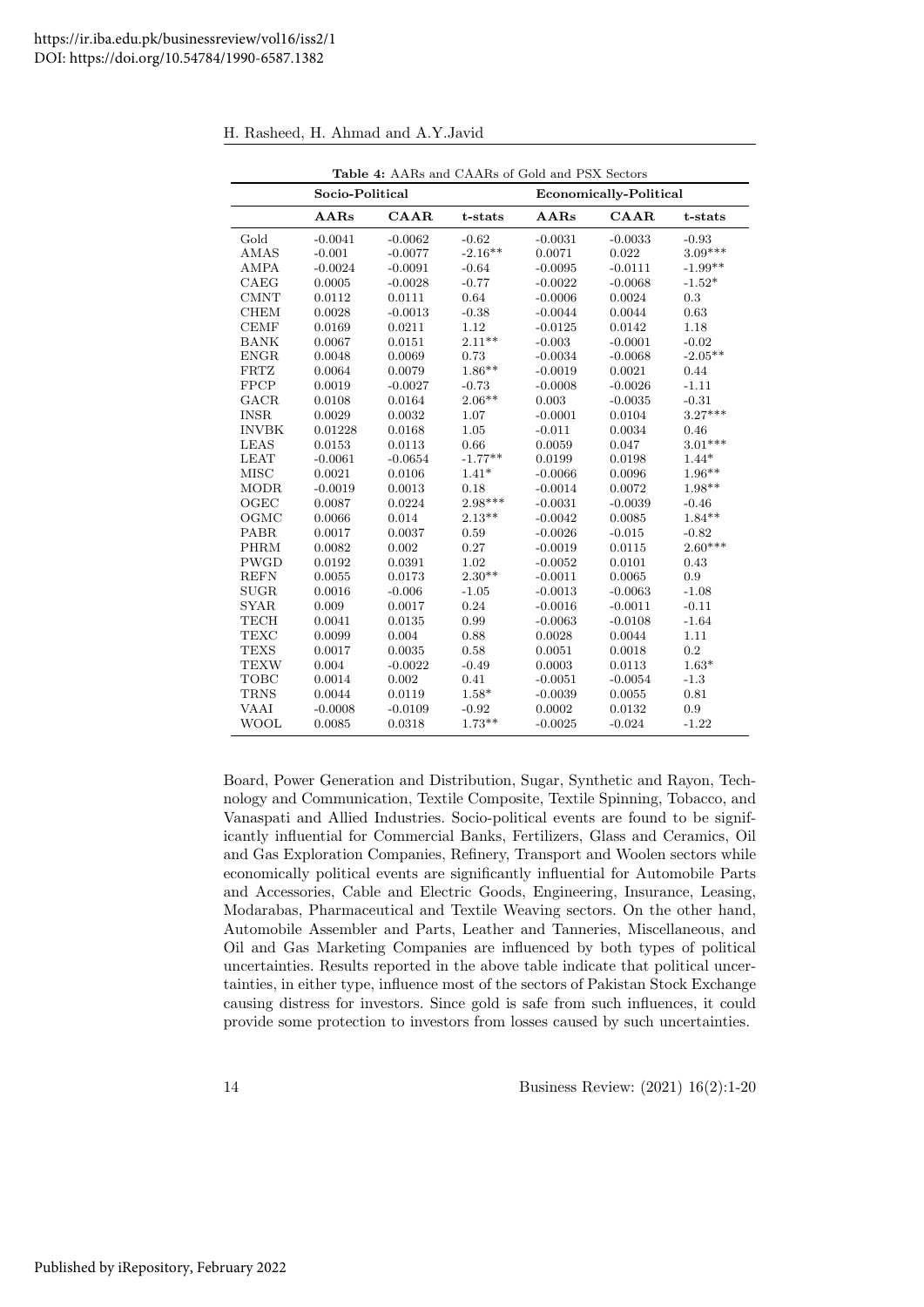**Table 4:** AARs and CAARs of Gold and PSX Sectors

| | Socio-Political | | | Economically-Political | | |
|---|---|---|---|---|---|---|
| | **AARs** | **CAAR** | **t-stats** | **AARs** | **CAAR** | **t-stats** |
| Gold | -0.0041 | -0.0062 | -0.62 | -0.0031 | -0.0033 | -0.93 |
| AMAS | -0.001 | -0.0077 | -2.16** | 0.0071 | 0.022 | 3.09*** |
| AMPA | -0.0024 | -0.0091 | -0.64 | -0.0095 | -0.0111 | -1.99** |
| CAEG | 0.0005 | -0.0028 | -0.77 | -0.0022 | -0.0068 | -1.52* |
| CMNT | 0.0112 | 0.0111 | 0.64 | -0.0006 | 0.0024 | 0.3 |
| CHEM | 0.0028 | -0.0013 | -0.38 | -0.0044 | 0.0044 | 0.63 |
| CEMF | 0.0169 | 0.0211 | 1.12 | -0.0125 | 0.0142 | 1.18 |
| BANK | 0.0067 | 0.0151 | 2.11** | -0.003 | -0.0001 | -0.02 |
| ENGR | 0.0048 | 0.0069 | 0.73 | -0.0034 | -0.0068 | -2.05** |
| FRTZ | 0.0064 | 0.0079 | 1.86** | -0.0019 | 0.0021 | 0.44 |
| FPCP | 0.0019 | -0.0027 | -0.73 | -0.0008 | -0.0026 | -1.11 |
| GACR | 0.0108 | 0.0164 | 2.06** | 0.003 | -0.0035 | -0.31 |
| INSR | 0.0029 | 0.0032 | 1.07 | -0.0001 | 0.0104 | 3.27*** |
| INVBK | 0.01228 | 0.0168 | 1.05 | -0.011 | 0.0034 | 0.46 |
| LEAS | 0.0153 | 0.0113 | 0.66 | 0.0059 | 0.047 | 3.01*** |
| LEAT | -0.0061 | -0.0654 | -1.77** | 0.0199 | 0.0198 | 1.44* |
| MISC | 0.0021 | 0.0106 | 1.41* | -0.0066 | 0.0096 | 1.96** |
| MODR | -0.0019 | 0.0013 | 0.18 | -0.0014 | 0.0072 | 1.98** |
| OGEC | 0.0087 | 0.0224 | 2.98*** | -0.0031 | -0.0039 | -0.46 |
| OGMC | 0.0066 | 0.014 | 2.13** | -0.0042 | 0.0085 | 1.84** |
| PABR | 0.0017 | 0.0037 | 0.59 | -0.0026 | -0.015 | -0.82 |
| PHRM | 0.0082 | 0.002 | 0.27 | -0.0019 | 0.0115 | 2.60*** |
| PWGD | 0.0192 | 0.0391 | 1.02 | -0.0052 | 0.0101 | 0.43 |
| REFN | 0.0055 | 0.0173 | 2.30** | -0.0011 | 0.0065 | 0.9 |
| SUGR | 0.0016 | -0.006 | -1.05 | -0.0013 | -0.0063 | -1.08 |
| SYAR | 0.009 | 0.0017 | 0.24 | -0.0016 | -0.0011 | -0.11 |
| TECH | 0.0041 | 0.0135 | 0.99 | -0.0063 | -0.0108 | -1.64 |
| TEXC | 0.0099 | 0.004 | 0.88 | 0.0028 | 0.0044 | 1.11 |
| TEXS | 0.0017 | 0.0035 | 0.58 | 0.0051 | 0.0018 | 0.2 |
| TEXW | 0.004 | -0.0022 | -0.49 | 0.0003 | 0.0113 | 1.63* |
| TOBC | 0.0014 | 0.002 | 0.41 | -0.0051 | -0.0054 | -1.3 |
| TRNS | 0.0044 | 0.0119 | 1.58* | -0.0039 | 0.0055 | 0.81 |
| VAAI | -0.0008 | -0.0109 | -0.92 | 0.0002 | 0.0132 | 0.9 |
| WOOL | 0.0085 | 0.0318 | 1.73** | -0.0025 | -0.024 | -1.22 |

Board, Power Generation and Distribution, Sugar, Synthetic and Rayon, Technology and Communication, Textile Composite, Textile Spinning, Tobacco, and Vanaspati and Allied Industries. Socio-political events are found to be significantly influential for Commercial Banks, Fertilizers, Glass and Ceramics, Oil and Gas Exploration Companies, Refinery, Transport and Woolen sectors while economically political events are significantly influential for Automobile Parts and Accessories, Cable and Electric Goods, Engineering, Insurance, Leasing, Modarabas, Pharmaceutical and Textile Weaving sectors. On the other hand, Automobile Assembler and Parts, Leather and Tanneries, Miscellaneous, and Oil and Gas Marketing Companies are influenced by both types of political uncertainties. Results reported in the above table indicate that political uncertainties, in either type, influence most of the sectors of Pakistan Stock Exchange causing distress for investors. Since gold is safe from such influences, it could provide some protection to investors from losses caused by such uncertainties.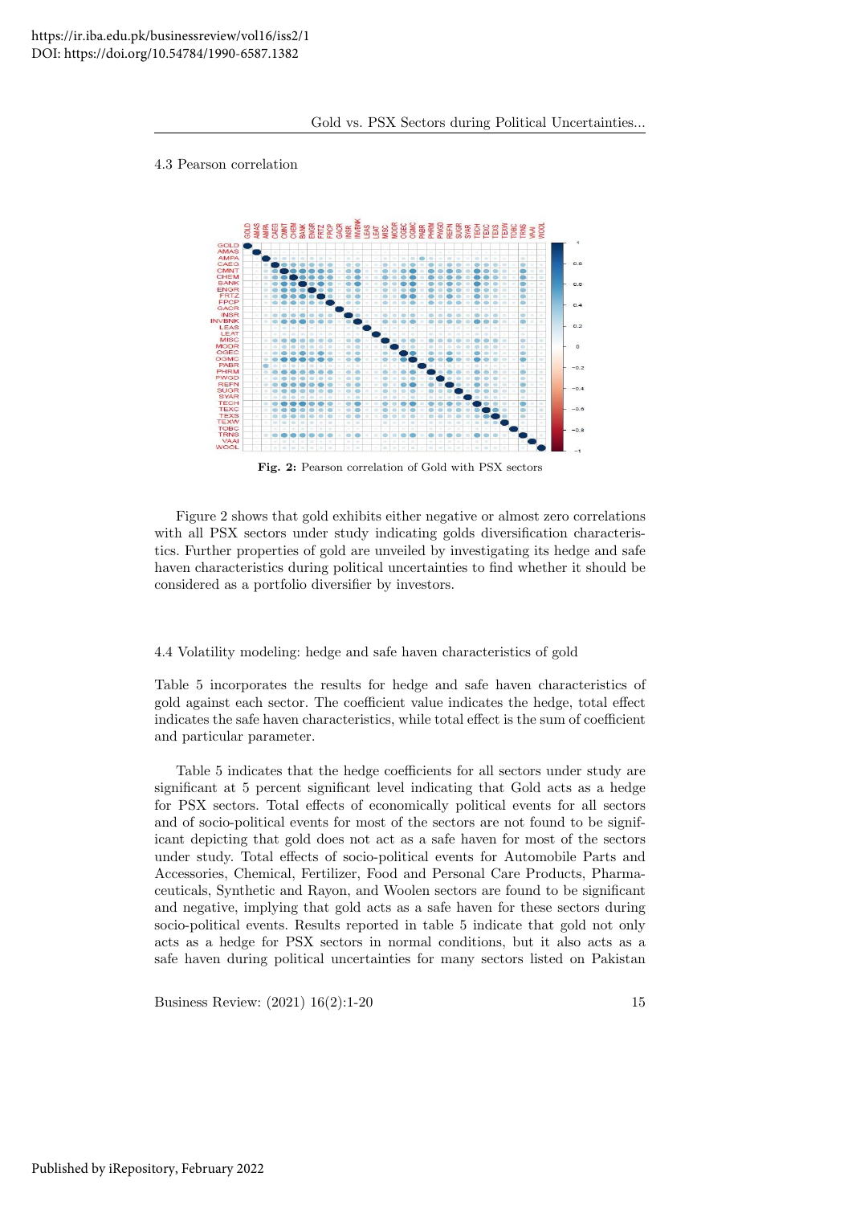4.3 Pearson correlation

**Fig. 2:** Pearson correlation of Gold with PSX sectors

Figure 2 shows that gold exhibits either negative or almost zero correlations with all PSX sectors under study indicating golds diversification characteristics. Further properties of gold are unveiled by investigating its hedge and safe haven characteristics during political uncertainties to find whether it should be considered as a portfolio diversifier by investors.

4.4 Volatility modeling: hedge and safe haven characteristics of gold

Table 5 incorporates the results for hedge and safe haven characteristics of gold against each sector. The coefficient value indicates the hedge, total effect indicates the safe haven characteristics, while total effect is the sum of coefficient and particular parameter.

Table 5 indicates that the hedge coefficients for all sectors under study are significant at 5 percent significant level indicating that Gold acts as a hedge for PSX sectors. Total effects of economically political events for all sectors and of socio-political events for most of the sectors are not found to be significant depicting that gold does not act as a safe haven for most of the sectors under study. Total effects of socio-political events for Automobile Parts and Accessories, Chemical, Fertilizer, Food and Personal Care Products, Pharmaceuticals, Synthetic and Rayon, and Woolen sectors are found to be significant and negative, implying that gold acts as a safe haven for these sectors during socio-political events. Results reported in table 5 indicate that gold not only acts as a hedge for PSX sectors in normal conditions, but it also acts as a safe haven during political uncertainties for many sectors listed on Pakistan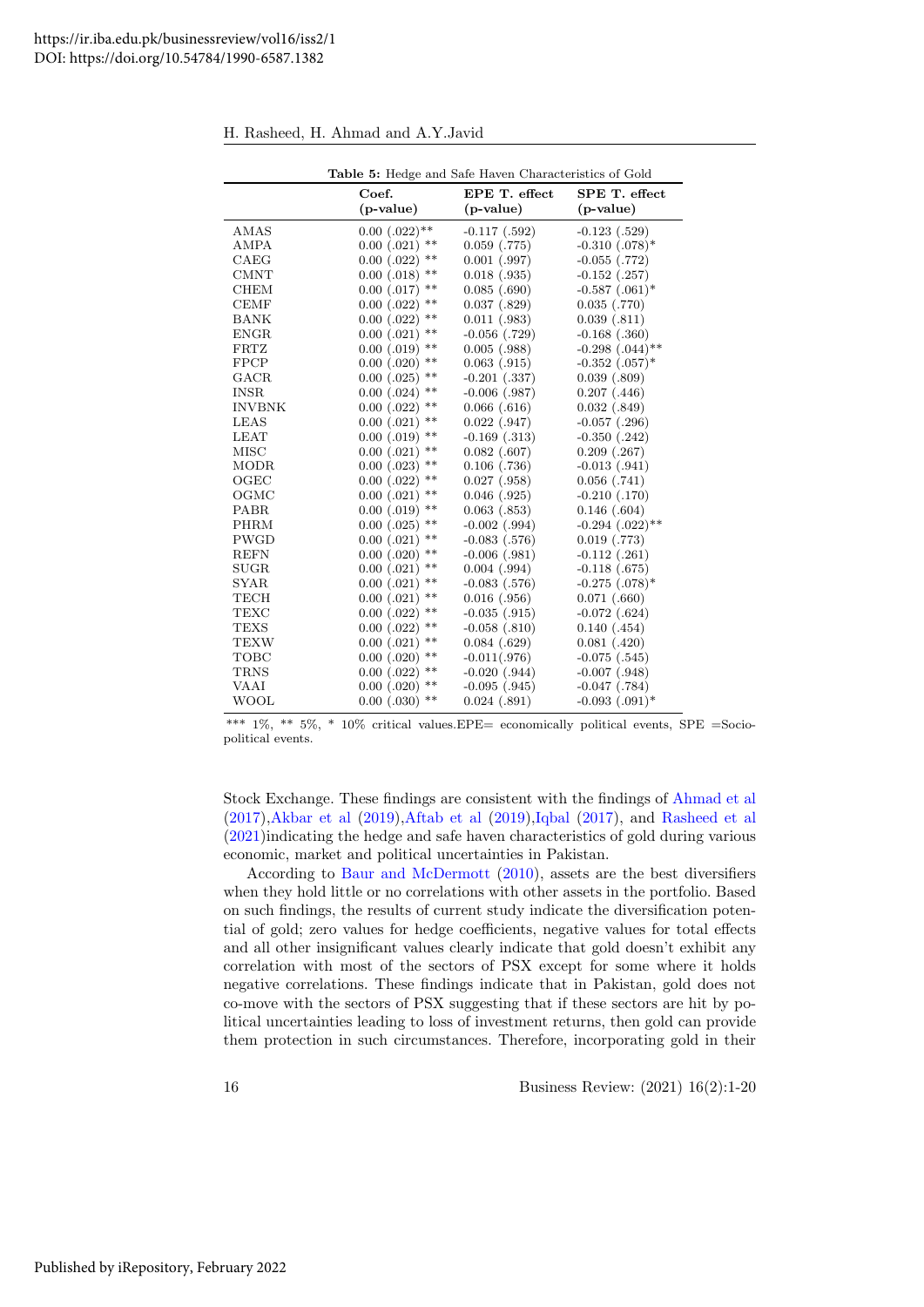**Table 5:** Hedge and Safe Haven Characteristics of Gold

| | Coef. (p-value) | EPE T. effect (p-value) | SPE T. effect (p-value) |
|---|---|---|---|
| AMAS | 0.00 (.022)** | -0.117 (.592) | -0.123 (.529) |
| AMPA | 0.00 (.021) ** | 0.059 (.775) | -0.310 (.078)* |
| CAEG | 0.00 (.022) ** | 0.001 (.997) | -0.055 (.772) |
| CMNT | 0.00 (.018) ** | 0.018 (.935) | -0.152 (.257) |
| CHEM | 0.00 (.017) ** | 0.085 (.690) | -0.587 (.061)* |
| CEMF | 0.00 (.022) ** | 0.037 (.829) | 0.035 (.770) |
| BANK | 0.00 (.022) ** | 0.011 (.983) | 0.039 (.811) |
| ENGR | 0.00 (.021) ** | -0.056 (.729) | -0.168 (.360) |
| FRTZ | 0.00 (.019) ** | 0.005 (.988) | -0.298 (.044)** |
| FPCP | 0.00 (.020) ** | 0.063 (.915) | -0.352 (.057)* |
| GACR | 0.00 (.025) ** | -0.201 (.337) | 0.039 (.809) |
| INSR | 0.00 (.024) ** | -0.006 (.987) | 0.207 (.446) |
| INVBNK | 0.00 (.022) ** | 0.066 (.616) | 0.032 (.849) |
| LEAS | 0.00 (.021) ** | 0.022 (.947) | -0.057 (.296) |
| LEAT | 0.00 (.019) ** | -0.169 (.313) | -0.350 (.242) |
| MISC | 0.00 (.021) ** | 0.082 (.607) | 0.209 (.267) |
| MODR | 0.00 (.023) ** | 0.106 (.736) | -0.013 (.941) |
| OGEC | 0.00 (.022) ** | 0.027 (.958) | 0.056 (.741) |
| OGMC | 0.00 (.021) ** | 0.046 (.925) | -0.210 (.170) |
| PABR | 0.00 (.019) ** | 0.063 (.853) | 0.146 (.604) |
| PHRM | 0.00 (.025) ** | -0.002 (.994) | -0.294 (.022)** |
| PWGD | 0.00 (.021) ** | -0.083 (.576) | 0.019 (.773) |
| REFN | 0.00 (.020) ** | -0.006 (.981) | -0.112 (.261) |
| SUGR | 0.00 (.021) ** | 0.004 (.994) | -0.118 (.675) |
| SYAR | 0.00 (.021) ** | -0.083 (.576) | -0.275 (.078)* |
| TECH | 0.00 (.021) ** | 0.016 (.956) | 0.071 (.660) |
| TEXC | 0.00 (.022) ** | -0.035 (.915) | -0.072 (.624) |
| TEXS | 0.00 (.022) ** | -0.058 (.810) | 0.140 (.454) |
| TEXW | 0.00 (.021) ** | 0.084 (.629) | 0.081 (.420) |
| TOBC | 0.00 (.020) ** | -0.011(.976) | -0.075 (.545) |
| TRNS | 0.00 (.022) ** | -0.020 (.944) | -0.007 (.948) |
| VAAI | 0.00 (.020) ** | -0.095 (.945) | -0.047 (.784) |
| WOOL | 0.00 (.030) ** | 0.024 (.891) | -0.093 (.091)* |

*** 1%, ** 5%, * 10% critical values.EPE= economically political events, SPE =Socio-political events.

Stock Exchange. These findings are consistent with the findings of Ahmad et al (2017),Akbar et al (2019),Aftab et al (2019),Iqbal (2017), and Rasheed et al (2021)indicating the hedge and safe haven characteristics of gold during various economic, market and political uncertainties in Pakistan.

According to Baur and McDermott (2010), assets are the best diversifiers when they hold little or no correlations with other assets in the portfolio. Based on such findings, the results of current study indicate the diversification potential of gold; zero values for hedge coefficients, negative values for total effects and all other insignificant values clearly indicate that gold doesn't exhibit any correlation with most of the sectors of PSX except for some where it holds negative correlations. These findings indicate that in Pakistan, gold does not co-move with the sectors of PSX suggesting that if these sectors are hit by political uncertainties leading to loss of investment returns, then gold can provide them protection in such circumstances. Therefore, incorporating gold in their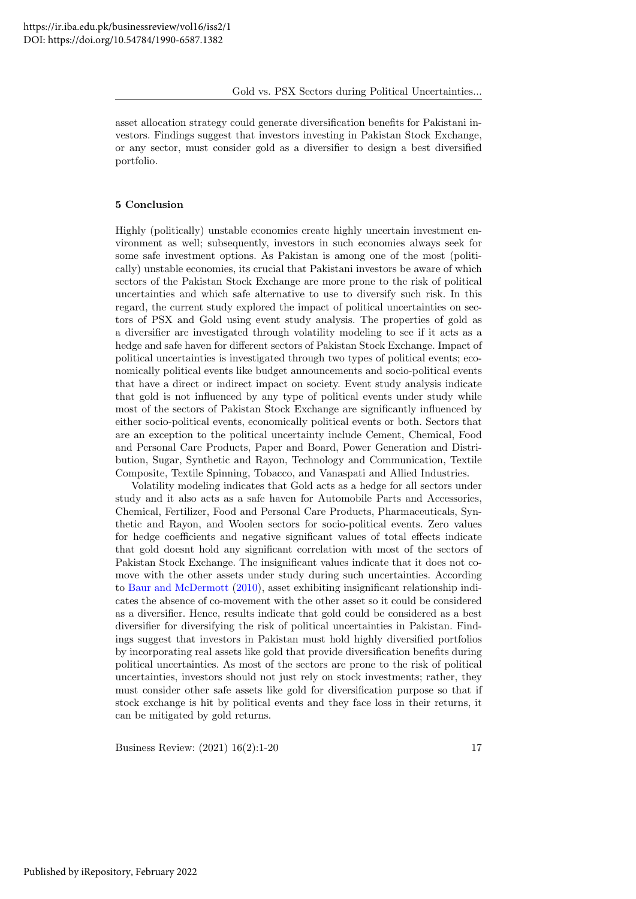asset allocation strategy could generate diversification benefits for Pakistani investors. Findings suggest that investors investing in Pakistan Stock Exchange, or any sector, must consider gold as a diversifier to design a best diversified portfolio.

## 5 Conclusion

Highly (politically) unstable economies create highly uncertain investment environment as well; subsequently, investors in such economies always seek for some safe investment options. As Pakistan is among one of the most (politically) unstable economies, its crucial that Pakistani investors be aware of which sectors of the Pakistan Stock Exchange are more prone to the risk of political uncertainties and which safe alternative to use to diversify such risk. In this regard, the current study explored the impact of political uncertainties on sectors of PSX and Gold using event study analysis. The properties of gold as a diversifier are investigated through volatility modeling to see if it acts as a hedge and safe haven for different sectors of Pakistan Stock Exchange. Impact of political uncertainties is investigated through two types of political events; economically political events like budget announcements and socio-political events that have a direct or indirect impact on society. Event study analysis indicate that gold is not influenced by any type of political events under study while most of the sectors of Pakistan Stock Exchange are significantly influenced by either socio-political events, economically political events or both. Sectors that are an exception to the political uncertainty include Cement, Chemical, Food and Personal Care Products, Paper and Board, Power Generation and Distribution, Sugar, Synthetic and Rayon, Technology and Communication, Textile Composite, Textile Spinning, Tobacco, and Vanaspati and Allied Industries.

Volatility modeling indicates that Gold acts as a hedge for all sectors under study and it also acts as a safe haven for Automobile Parts and Accessories, Chemical, Fertilizer, Food and Personal Care Products, Pharmaceuticals, Synthetic and Rayon, and Woolen sectors for socio-political events. Zero values for hedge coefficients and negative significant values of total effects indicate that gold doesnt hold any significant correlation with most of the sectors of Pakistan Stock Exchange. The insignificant values indicate that it does not comove with the other assets under study during such uncertainties. According to Baur and McDermott (2010), asset exhibiting insignificant relationship indicates the absence of co-movement with the other asset so it could be considered as a diversifier. Hence, results indicate that gold could be considered as a best diversifier for diversifying the risk of political uncertainties in Pakistan. Findings suggest that investors in Pakistan must hold highly diversified portfolios by incorporating real assets like gold that provide diversification benefits during political uncertainties. As most of the sectors are prone to the risk of political uncertainties, investors should not just rely on stock investments; rather, they must consider other safe assets like gold for diversification purpose so that if stock exchange is hit by political events and they face loss in their returns, it can be mitigated by gold returns.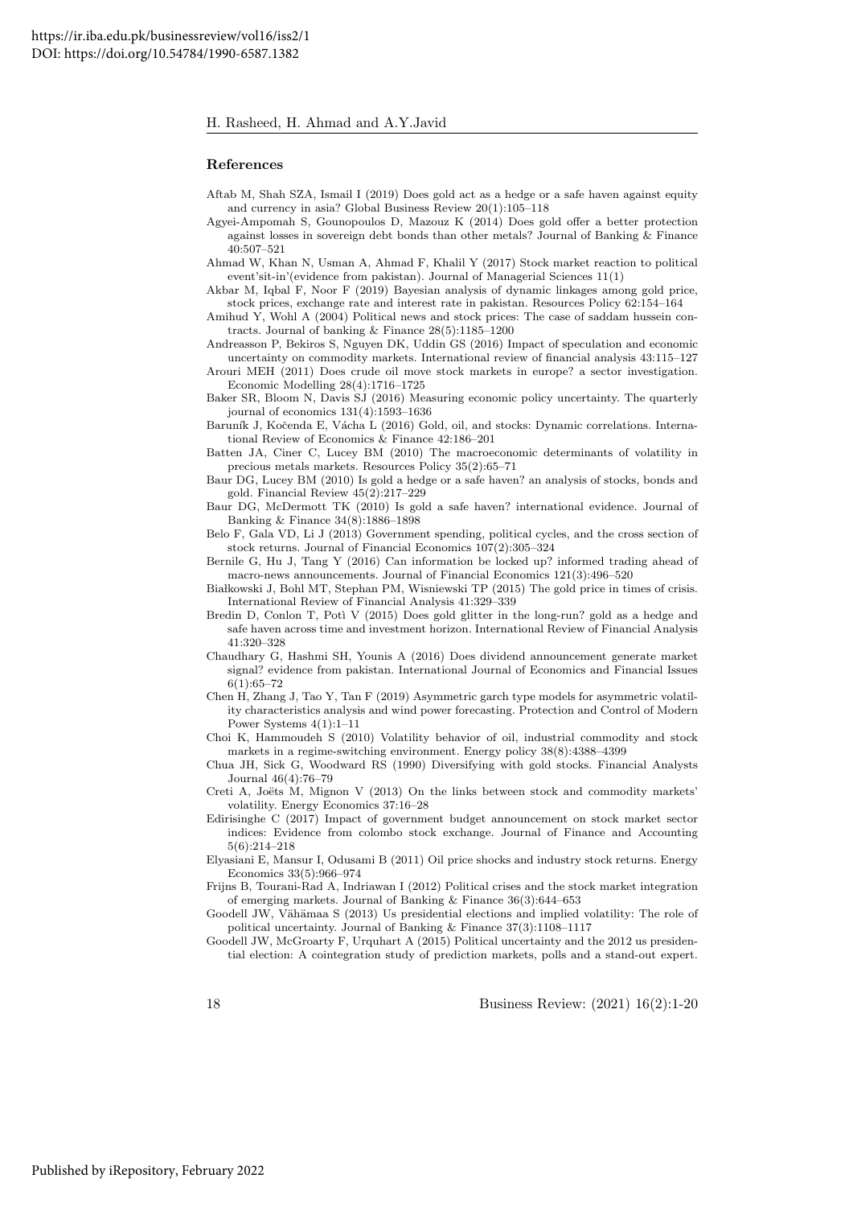## References

Aftab M, Shah SZA, Ismail I (2019) Does gold act as a hedge or a safe haven against equity and currency in asia? Global Business Review 20(1):105–118

Agyei-Ampomah S, Gounopoulos D, Mazouz K (2014) Does gold offer a better protection against losses in sovereign debt bonds than other metals? Journal of Banking & Finance 40:507–521

Ahmad W, Khan N, Usman A, Ahmad F, Khalil Y (2017) Stock market reaction to political event'sit-in'(evidence from pakistan). Journal of Managerial Sciences 11(1)

Akbar M, Iqbal F, Noor F (2019) Bayesian analysis of dynamic linkages among gold price, stock prices, exchange rate and interest rate in pakistan. Resources Policy 62:154–164

Amihud Y, Wohl A (2004) Political news and stock prices: The case of saddam hussein contracts. Journal of banking & Finance 28(5):1185–1200

Andreasson P, Bekiros S, Nguyen DK, Uddin GS (2016) Impact of speculation and economic uncertainty on commodity markets. International review of financial analysis 43:115–127

Arouri MEH (2011) Does crude oil move stock markets in europe? a sector investigation. Economic Modelling 28(4):1716–1725

Baker SR, Bloom N, Davis SJ (2016) Measuring economic policy uncertainty. The quarterly journal of economics 131(4):1593–1636

Baruník J, Kočenda E, Vácha L (2016) Gold, oil, and stocks: Dynamic correlations. International Review of Economics & Finance 42:186–201

Batten JA, Ciner C, Lucey BM (2010) The macroeconomic determinants of volatility in precious metals markets. Resources Policy 35(2):65–71

Baur DG, Lucey BM (2010) Is gold a hedge or a safe haven? an analysis of stocks, bonds and gold. Financial Review 45(2):217–229

Baur DG, McDermott TK (2010) Is gold a safe haven? international evidence. Journal of Banking & Finance 34(8):1886–1898

Belo F, Gala VD, Li J (2013) Government spending, political cycles, and the cross section of stock returns. Journal of Financial Economics 107(2):305–324

Bernile G, Hu J, Tang Y (2016) Can information be locked up? informed trading ahead of macro-news announcements. Journal of Financial Economics 121(3):496–520

Białkowski J, Bohl MT, Stephan PM, Wisniewski TP (2015) The gold price in times of crisis. International Review of Financial Analysis 41:329–339

Bredin D, Conlon T, Potì V (2015) Does gold glitter in the long-run? gold as a hedge and safe haven across time and investment horizon. International Review of Financial Analysis 41:320–328

Chaudhary G, Hashmi SH, Younis A (2016) Does dividend announcement generate market signal? evidence from pakistan. International Journal of Economics and Financial Issues 6(1):65–72

Chen H, Zhang J, Tao Y, Tan F (2019) Asymmetric garch type models for asymmetric volatility characteristics analysis and wind power forecasting. Protection and Control of Modern Power Systems 4(1):1–11

Choi K, Hammoudeh S (2010) Volatility behavior of oil, industrial commodity and stock markets in a regime-switching environment. Energy policy 38(8):4388–4399

Chua JH, Sick G, Woodward RS (1990) Diversifying with gold stocks. Financial Analysts Journal 46(4):76–79

Creti A, Joëts M, Mignon V (2013) On the links between stock and commodity markets' volatility. Energy Economics 37:16–28

Edirisinghe C (2017) Impact of government budget announcement on stock market sector indices: Evidence from colombo stock exchange. Journal of Finance and Accounting 5(6):214–218

Elyasiani E, Mansur I, Odusami B (2011) Oil price shocks and industry stock returns. Energy Economics 33(5):966–974

Frijns B, Tourani-Rad A, Indriawan I (2012) Political crises and the stock market integration of emerging markets. Journal of Banking & Finance 36(3):644–653

Goodell JW, Vähämaa S (2013) Us presidential elections and implied volatility: The role of political uncertainty. Journal of Banking & Finance 37(3):1108–1117

Goodell JW, McGroarty F, Urquhart A (2015) Political uncertainty and the 2012 us presidential election: A cointegration study of prediction markets, polls and a stand-out expert.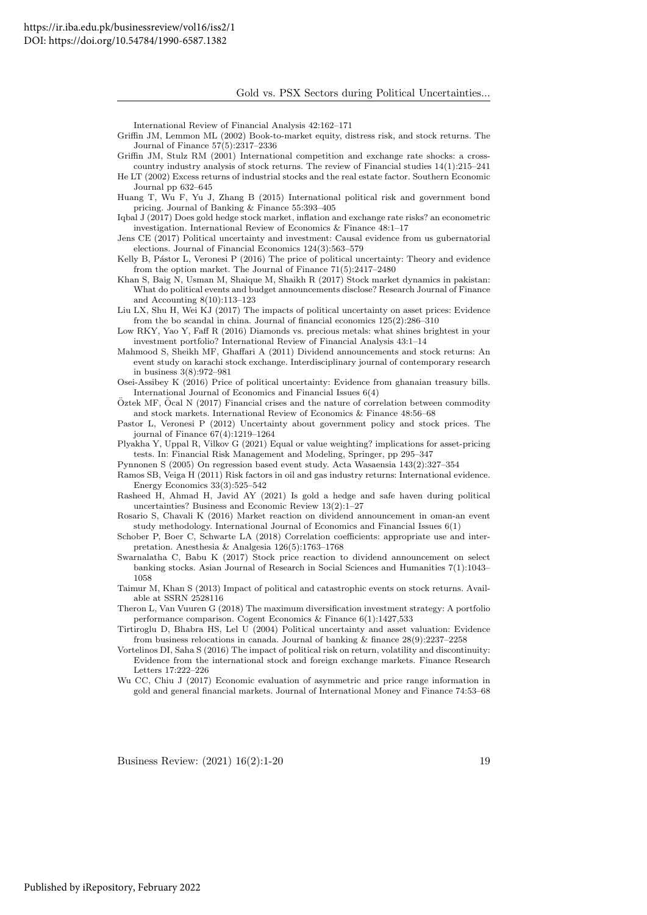International Review of Financial Analysis 42:162–171

Griffin JM, Lemmon ML (2002) Book-to-market equity, distress risk, and stock returns. The Journal of Finance 57(5):2317–2336

Griffin JM, Stulz RM (2001) International competition and exchange rate shocks: a cross-country industry analysis of stock returns. The review of Financial studies 14(1):215–241

He LT (2002) Excess returns of industrial stocks and the real estate factor. Southern Economic Journal pp 632–645

Huang T, Wu F, Yu J, Zhang B (2015) International political risk and government bond pricing. Journal of Banking & Finance 55:393–405

Iqbal J (2017) Does gold hedge stock market, inflation and exchange rate risks? an econometric investigation. International Review of Economics & Finance 48:1–17

Jens CE (2017) Political uncertainty and investment: Causal evidence from us gubernatorial elections. Journal of Financial Economics 124(3):563–579

Kelly B, Pástor L, Veronesi P (2016) The price of political uncertainty: Theory and evidence from the option market. The Journal of Finance 71(5):2417–2480

Khan S, Baig N, Usman M, Shaique M, Shaikh R (2017) Stock market dynamics in pakistan: What do political events and budget announcements disclose? Research Journal of Finance and Accounting 8(10):113–123

Liu LX, Shu H, Wei KJ (2017) The impacts of political uncertainty on asset prices: Evidence from the bo scandal in china. Journal of financial economics 125(2):286–310

Low RKY, Yao Y, Faff R (2016) Diamonds vs. precious metals: what shines brightest in your investment portfolio? International Review of Financial Analysis 43:1–14

Mahmood S, Sheikh MF, Ghaffari A (2011) Dividend announcements and stock returns: An event study on karachi stock exchange. Interdisciplinary journal of contemporary research in business 3(8):972–981

Osei-Assibey K (2016) Price of political uncertainty: Evidence from ghanaian treasury bills. International Journal of Economics and Financial Issues 6(4)

Öztek MF, Öcal N (2017) Financial crises and the nature of correlation between commodity and stock markets. International Review of Economics & Finance 48:56–68

Pastor L, Veronesi P (2012) Uncertainty about government policy and stock prices. The journal of Finance 67(4):1219–1264

Plyakha Y, Uppal R, Vilkov G (2021) Equal or value weighting? implications for asset-pricing tests. In: Financial Risk Management and Modeling, Springer, pp 295–347

Pynnonen S (2005) On regression based event study. Acta Wasaensia 143(2):327–354

Ramos SB, Veiga H (2011) Risk factors in oil and gas industry returns: International evidence. Energy Economics 33(3):525–542

Rasheed H, Ahmad H, Javid AY (2021) Is gold a hedge and safe haven during political uncertainties? Business and Economic Review 13(2):1–27

Rosario S, Chavali K (2016) Market reaction on dividend announcement in oman-an event study methodology. International Journal of Economics and Financial Issues 6(1)

Schober P, Boer C, Schwarte LA (2018) Correlation coefficients: appropriate use and interpretation. Anesthesia & Analgesia 126(5):1763–1768

Swarnalatha C, Babu K (2017) Stock price reaction to dividend announcement on select banking stocks. Asian Journal of Research in Social Sciences and Humanities 7(1):1043–1058

Taimur M, Khan S (2013) Impact of political and catastrophic events on stock returns. Available at SSRN 2528116

Theron L, Van Vuuren G (2018) The maximum diversification investment strategy: A portfolio performance comparison. Cogent Economics & Finance 6(1):1427,533

Tirtiroglu D, Bhabra HS, Lel U (2004) Political uncertainty and asset valuation: Evidence from business relocations in canada. Journal of banking & finance 28(9):2237–2258

Vortelinos DI, Saha S (2016) The impact of political risk on return, volatility and discontinuity: Evidence from the international stock and foreign exchange markets. Finance Research Letters 17:222–226

Wu CC, Chiu J (2017) Economic evaluation of asymmetric and price range information in gold and general financial markets. Journal of International Money and Finance 74:53–68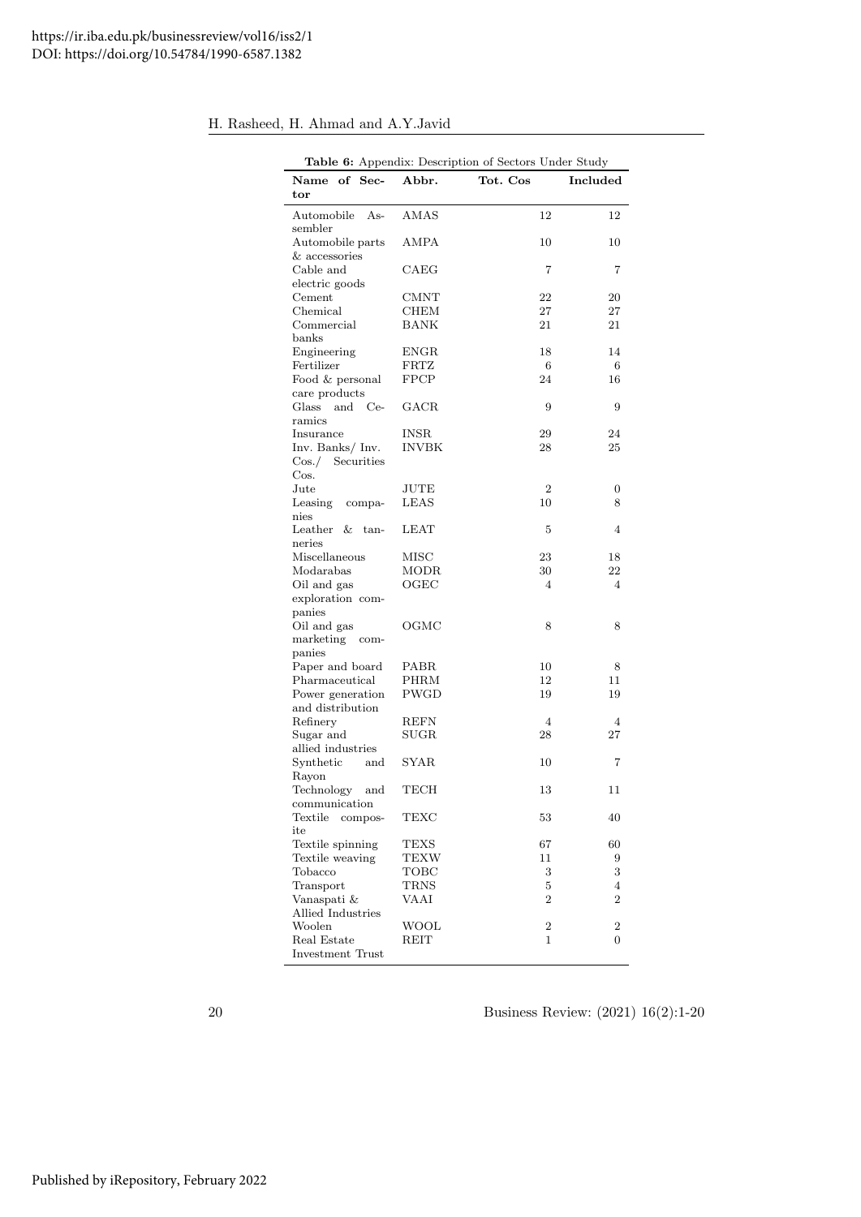**Table 6:** Appendix: Description of Sectors Under Study

| Name of Sector | Abbr. | Tot. Cos | Included |
|---|---|---|---|
| Automobile Assembler | AMAS | 12 | 12 |
| Automobile parts & accessories | AMPA | 10 | 10 |
| Cable and electric goods | CAEG | 7 | 7 |
| Cement | CMNT | 22 | 20 |
| Chemical | CHEM | 27 | 27 |
| Commercial banks | BANK | 21 | 21 |
| Engineering | ENGR | 18 | 14 |
| Fertilizer | FRTZ | 6 | 6 |
| Food & personal care products | FPCP | 24 | 16 |
| Glass and Ceramics | GACR | 9 | 9 |
| Insurance | INSR | 29 | 24 |
| Inv. Banks/ Inv. Cos./ Securities Cos. | INVBK | 28 | 25 |
| Jute | JUTE | 2 | 0 |
| Leasing companies | LEAS | 10 | 8 |
| Leather & tanneries | LEAT | 5 | 4 |
| Miscellaneous | MISC | 23 | 18 |
| Modarabas | MODR | 30 | 22 |
| Oil and gas exploration companies | OGEC | 4 | 4 |
| Oil and gas marketing companies | OGMC | 8 | 8 |
| Paper and board | PABR | 10 | 8 |
| Pharmaceutical | PHRM | 12 | 11 |
| Power generation and distribution | PWGD | 19 | 19 |
| Refinery | REFN | 4 | 4 |
| Sugar and allied industries | SUGR | 28 | 27 |
| Synthetic and Rayon | SYAR | 10 | 7 |
| Technology and communication | TECH | 13 | 11 |
| Textile composite | TEXC | 53 | 40 |
| Textile spinning | TEXS | 67 | 60 |
| Textile weaving | TEXW | 11 | 9 |
| Tobacco | TOBC | 3 | 3 |
| Transport | TRNS | 5 | 4 |
| Vanaspati & Allied Industries | VAAI | 2 | 2 |
| Woolen | WOOL | 2 | 2 |
| Real Estate Investment Trust | REIT | 1 | 0 |

Published by iRepository, February 2022